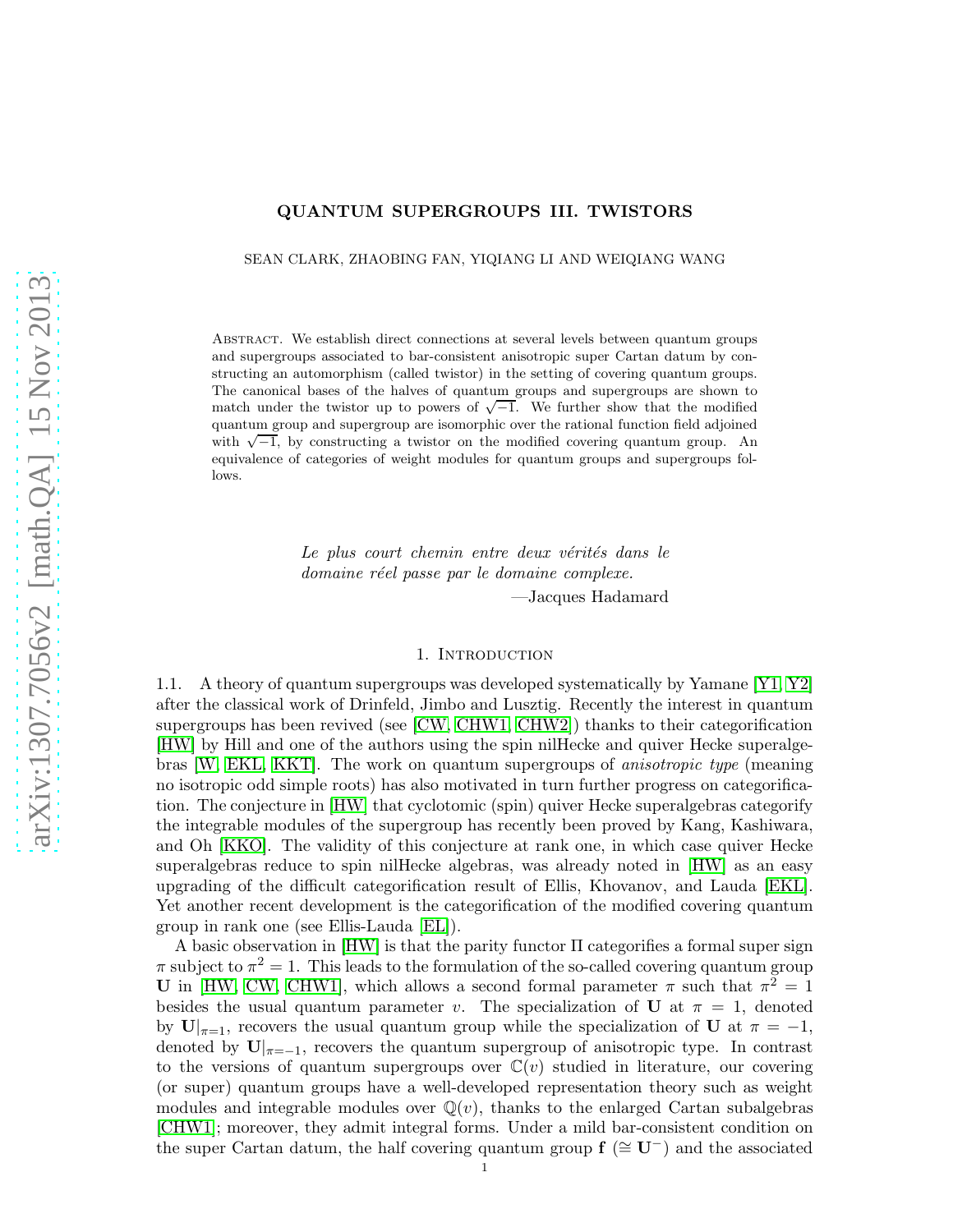# QUANTUM SUPERGROUPS III. TWISTORS

SEAN CLARK, ZHAOBING FAN, YIQIANG LI AND WEIQIANG WANG

Abstract. We establish direct connections at several levels between quantum groups and supergroups associated to bar-consistent anisotropic super Cartan datum by constructing an automorphism (called twistor) in the setting of covering quantum groups. The canonical bases of the halves of quantum groups and supergroups are shown to match under the twistor up to powers of $\sqrt{-1}$. We further show that the modified quantum group and supergroup are isomorphic over the rational function field adjoined with $\sqrt{-1}$, by constructing a twistor on the modified covering quantum group. An equivalence of categories of weight modules for quantum groups and supergroups follows.

*Le plus court chemin entre deux vérités dans le domaine réel passe par le domaine complexe.*

—Jacques Hadamard

## 1. Introduction

1.1. A theory of quantum supergroups was developed systematically by Yamane [Y1, Y2] after the classical work of Drinfeld, Jimbo and Lusztig. Recently the interest in quantum supergroups has been revived (see [CW, CHW1, CHW2]) thanks to their categorification [HW] by Hill and one of the authors using the spin nilHecke and quiver Hecke superalgebras [W, EKL, KKT]. The work on quantum supergroups of *anisotropic type* (meaning no isotropic odd simple roots) has also motivated in turn further progress on categorification. The conjecture in [HW] that cyclotomic (spin) quiver Hecke superalgebras categorify the integrable modules of the supergroup has recently been proved by Kang, Kashiwara, and Oh [KKO]. The validity of this conjecture at rank one, in which case quiver Hecke superalgebras reduce to spin nilHecke algebras, was already noted in [HW] as an easy upgrading of the difficult categorification result of Ellis, Khovanov, and Lauda [EKL]. Yet another recent development is the categorification of the modified covering quantum group in rank one (see Ellis-Lauda [EL]).

A basic observation in [HW] is that the parity functor $\Pi$ categorifies a formal super sign $\pi$ subject to $\pi^2 = 1$. This leads to the formulation of the so-called covering quantum group $\mathbf{U}$ in [HW, CW, CHW1], which allows a second formal parameter $\pi$ such that $\pi^2 = 1$ besides the usual quantum parameter $v$. The specialization of $\mathbf{U}$ at $\pi = 1$, denoted by $\mathbf{U}|_{\pi=1}$, recovers the usual quantum group while the specialization of $\mathbf{U}$ at $\pi = -1$, denoted by $\mathbf{U}|_{\pi=-1}$, recovers the quantum supergroup of anisotropic type. In contrast to the versions of quantum supergroups over $\mathbb{C}(v)$ studied in literature, our covering (or super) quantum groups have a well-developed representation theory such as weight modules and integrable modules over $\mathbb{Q}(v)$, thanks to the enlarged Cartan subalgebras [CHW1]; moreover, they admit integral forms. Under a mild bar-consistent condition on the super Cartan datum, the half covering quantum group $\mathbf{f}$ ($\cong \mathbf{U}^-$) and the associated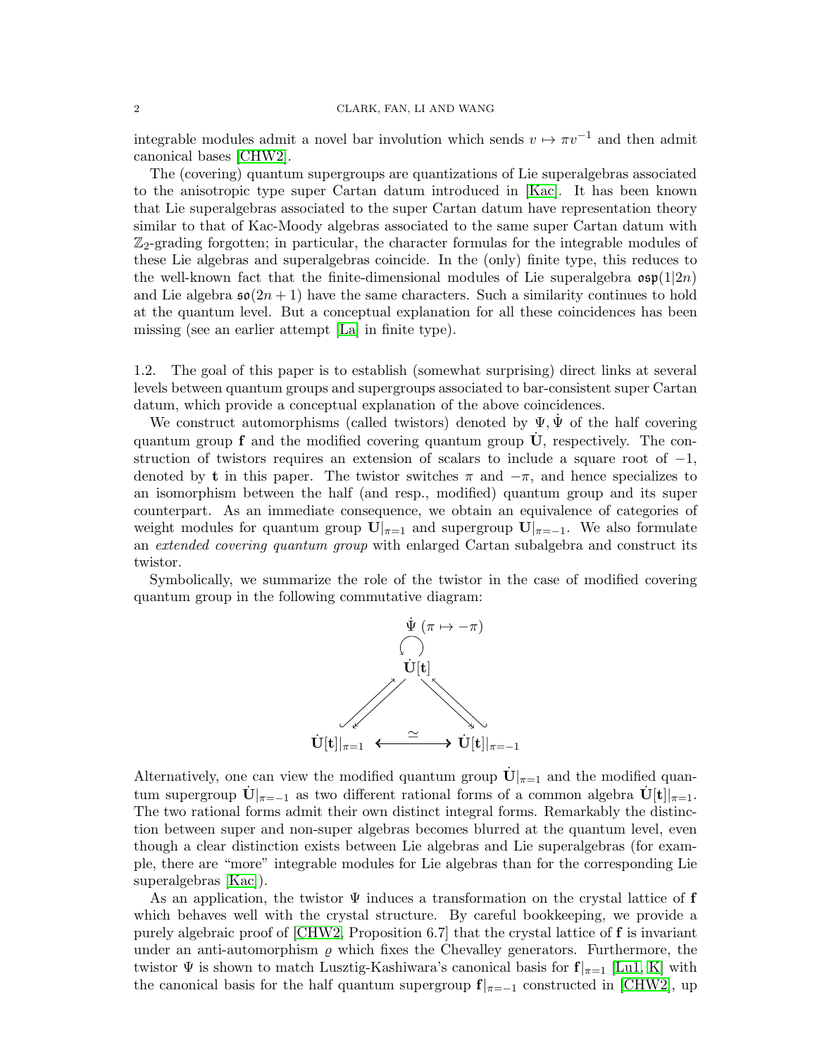integrable modules admit a novel bar involution which sends $v \mapsto \pi v^{-1}$ and then admit canonical bases [CHW2].

The (covering) quantum supergroups are quantizations of Lie superalgebras associated to the anisotropic type super Cartan datum introduced in [Kac]. It has been known that Lie superalgebras associated to the super Cartan datum have representation theory similar to that of Kac-Moody algebras associated to the same super Cartan datum with $\mathbb{Z}_2$-grading forgotten; in particular, the character formulas for the integrable modules of these Lie algebras and superalgebras coincide. In the (only) finite type, this reduces to the well-known fact that the finite-dimensional modules of Lie superalgebra $\mathfrak{osp}(1|2n)$ and Lie algebra $\mathfrak{so}(2n+1)$ have the same characters. Such a similarity continues to hold at the quantum level. But a conceptual explanation for all these coincidences has been missing (see an earlier attempt [La] in finite type).

1.2. The goal of this paper is to establish (somewhat surprising) direct links at several levels between quantum groups and supergroups associated to bar-consistent super Cartan datum, which provide a conceptual explanation of the above coincidences.

We construct automorphisms (called twistors) denoted by $\Psi, \dot{\Psi}$ of the half covering quantum group $\mathbf{f}$ and the modified covering quantum group $\dot{\mathbf{U}}$, respectively. The construction of twistors requires an extension of scalars to include a square root of $-1$, denoted by $\mathbf{t}$ in this paper. The twistor switches $\pi$ and $-\pi$, and hence specializes to an isomorphism between the half (and resp., modified) quantum group and its super counterpart. As an immediate consequence, we obtain an equivalence of categories of weight modules for quantum group $\mathbf{U}|_{\pi=1}$ and supergroup $\mathbf{U}|_{\pi=-1}$. We also formulate an *extended covering quantum group* with enlarged Cartan subalgebra and construct its twistor.

Symbolically, we summarize the role of the twistor in the case of modified covering quantum group in the following commutative diagram:

$$
\begin{array}{ccc}
 & \dot{\Psi}\ (\pi \mapsto -\pi) \circlearrowleft \dot{\mathbf{U}}[\mathbf{t}] & \\
\swarrow\!\!\nearrow & & \searrow\!\!\nwarrow \\
\dot{\mathbf{U}}[\mathbf{t}]|_{\pi=1} & \xleftrightarrow{\ \simeq\ } & \dot{\mathbf{U}}[\mathbf{t}]|_{\pi=-1}
\end{array}
$$

Alternatively, one can view the modified quantum group $\dot{\mathbf{U}}|_{\pi=1}$ and the modified quantum supergroup $\dot{\mathbf{U}}|_{\pi=-1}$ as two different rational forms of a common algebra $\dot{\mathbf{U}}[\mathbf{t}]|_{\pi=1}$. The two rational forms admit their own distinct integral forms. Remarkably the distinction between super and non-super algebras becomes blurred at the quantum level, even though a clear distinction exists between Lie algebras and Lie superalgebras (for example, there are "more" integrable modules for Lie algebras than for the corresponding Lie superalgebras [Kac]).

As an application, the twistor $\Psi$ induces a transformation on the crystal lattice of $\mathbf{f}$ which behaves well with the crystal structure. By careful bookkeeping, we provide a purely algebraic proof of [CHW2, Proposition 6.7] that the crystal lattice of $\mathbf{f}$ is invariant under an anti-automorphism $\varrho$ which fixes the Chevalley generators. Furthermore, the twistor $\Psi$ is shown to match Lusztig-Kashiwara's canonical basis for $\mathbf{f}|_{\pi=1}$ [Lu1, K] with the canonical basis for the half quantum supergroup $\mathbf{f}|_{\pi=-1}$ constructed in [CHW2], up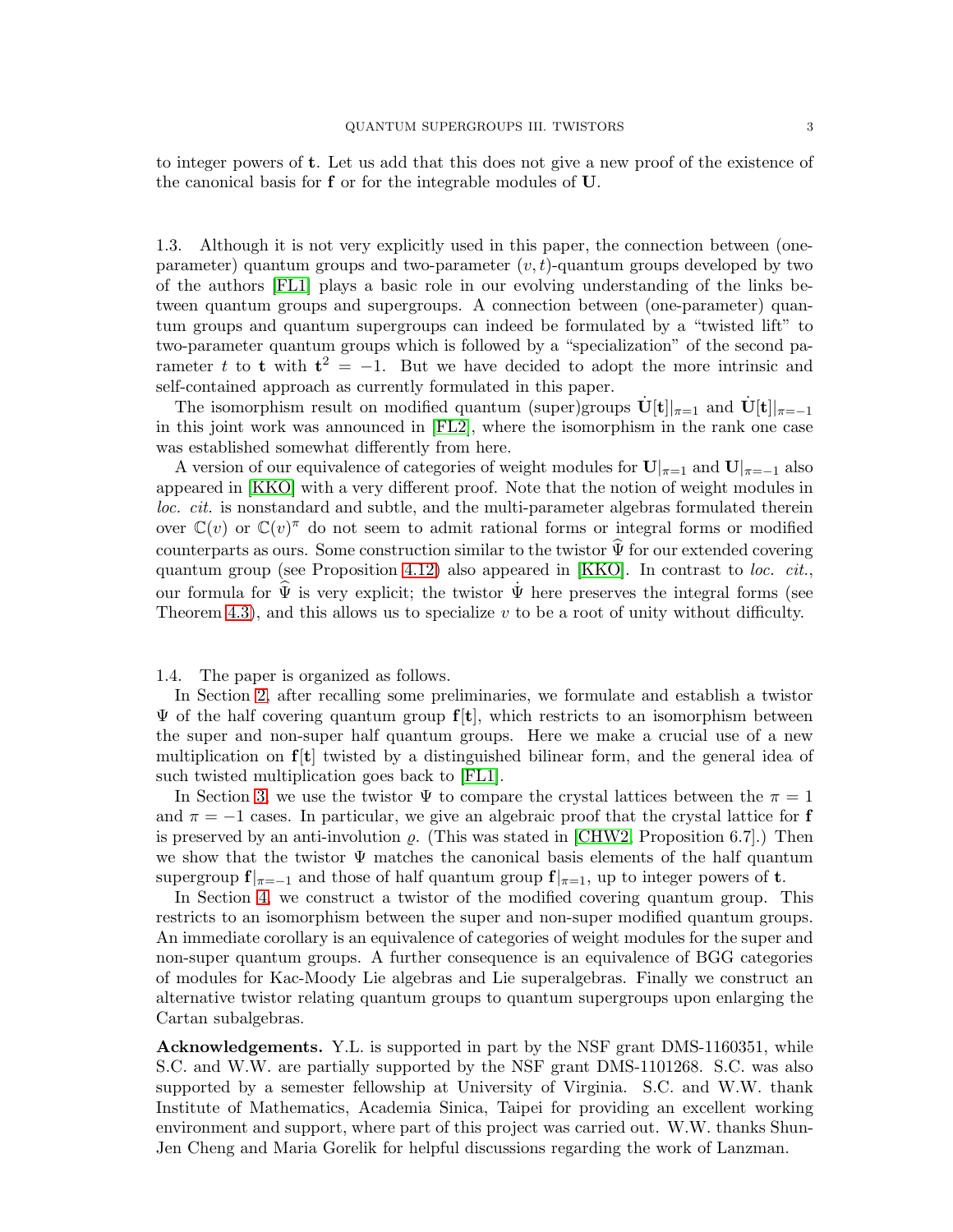to integer powers of $\mathbf{t}$. Let us add that this does not give a new proof of the existence of the canonical basis for $\mathbf{f}$ or for the integrable modules of $\mathbf{U}$.

1.3. Although it is not very explicitly used in this paper, the connection between (one-parameter) quantum groups and two-parameter $(v,t)$-quantum groups developed by two of the authors [FL1] plays a basic role in our evolving understanding of the links between quantum groups and supergroups. A connection between (one-parameter) quantum groups and quantum supergroups can indeed be formulated by a "twisted lift" to two-parameter quantum groups which is followed by a "specialization" of the second parameter $t$ to $\mathbf{t}$ with $\mathbf{t}^2 = -1$. But we have decided to adopt the more intrinsic and self-contained approach as currently formulated in this paper.

The isomorphism result on modified quantum (super)groups $\dot{\mathbf{U}}[\mathbf{t}]|_{\pi=1}$ and $\dot{\mathbf{U}}[\mathbf{t}]|_{\pi=-1}$ in this joint work was announced in [FL2], where the isomorphism in the rank one case was established somewhat differently from here.

A version of our equivalence of categories of weight modules for $\mathbf{U}|_{\pi=1}$ and $\mathbf{U}|_{\pi=-1}$ also appeared in [KKO] with a very different proof. Note that the notion of weight modules in *loc. cit.* is nonstandard and subtle, and the multi-parameter algebras formulated therein over $\mathbb{C}(v)$ or $\mathbb{C}(v)^{\pi}$ do not seem to admit rational forms or integral forms or modified counterparts as ours. Some construction similar to the twistor $\widehat{\Psi}$ for our extended covering quantum group (see Proposition 4.12) also appeared in [KKO]. In contrast to *loc. cit.*, our formula for $\widehat{\Psi}$ is very explicit; the twistor $\dot{\Psi}$ here preserves the integral forms (see Theorem 4.3), and this allows us to specialize $v$ to be a root of unity without difficulty.

1.4. The paper is organized as follows.

In Section 2, after recalling some preliminaries, we formulate and establish a twistor $\Psi$ of the half covering quantum group $\mathbf{f}[\mathbf{t}]$, which restricts to an isomorphism between the super and non-super half quantum groups. Here we make a crucial use of a new multiplication on $\mathbf{f}[\mathbf{t}]$ twisted by a distinguished bilinear form, and the general idea of such twisted multiplication goes back to [FL1].

In Section 3, we use the twistor $\Psi$ to compare the crystal lattices between the $\pi = 1$ and $\pi = -1$ cases. In particular, we give an algebraic proof that the crystal lattice for $\mathbf{f}$ is preserved by an anti-involution $\varrho$. (This was stated in [CHW2, Proposition 6.7].) Then we show that the twistor $\Psi$ matches the canonical basis elements of the half quantum supergroup $\mathbf{f}|_{\pi=-1}$ and those of half quantum group $\mathbf{f}|_{\pi=1}$, up to integer powers of $\mathbf{t}$.

In Section 4, we construct a twistor of the modified covering quantum group. This restricts to an isomorphism between the super and non-super modified quantum groups. An immediate corollary is an equivalence of categories of weight modules for the super and non-super quantum groups. A further consequence is an equivalence of BGG categories of modules for Kac-Moody Lie algebras and Lie superalgebras. Finally we construct an alternative twistor relating quantum groups to quantum supergroups upon enlarging the Cartan subalgebras.

**Acknowledgements.** Y.L. is supported in part by the NSF grant DMS-1160351, while S.C. and W.W. are partially supported by the NSF grant DMS-1101268. S.C. was also supported by a semester fellowship at University of Virginia. S.C. and W.W. thank Institute of Mathematics, Academia Sinica, Taipei for providing an excellent working environment and support, where part of this project was carried out. W.W. thanks Shun-Jen Cheng and Maria Gorelik for helpful discussions regarding the work of Lanzman.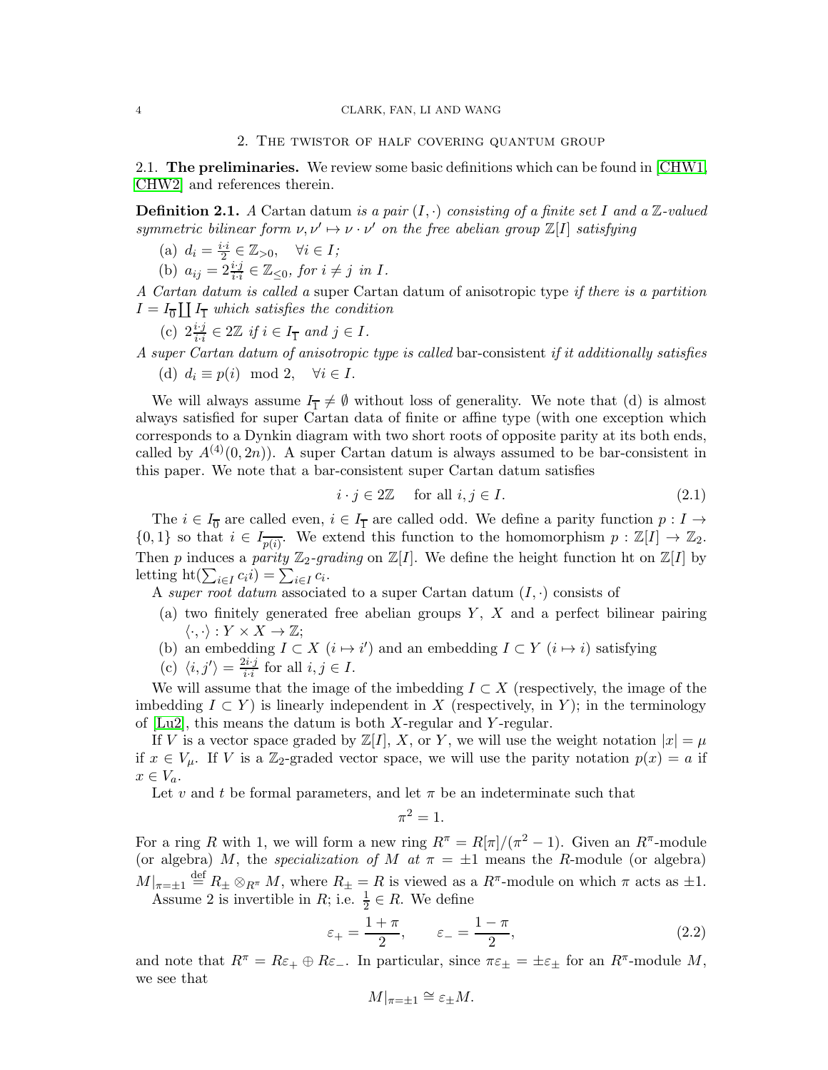## 2. The twistor of half covering quantum group

### 2.1. The preliminaries.

We review some basic definitions which can be found in [CHW1, CHW2] and references therein.

**Definition 2.1.** *A* Cartan datum *is a pair $(I,\cdot)$ consisting of a finite set $I$ and a $\mathbb{Z}$-valued symmetric bilinear form $\nu,\nu'\mapsto \nu\cdot\nu'$ on the free abelian group $\mathbb{Z}[I]$ satisfying*

(a) $d_i=\frac{i\cdot i}{2}\in\mathbb{Z}_{>0},\quad \forall i\in I;$

(b) $a_{ij}=2\frac{i\cdot j}{i\cdot i}\in\mathbb{Z}_{\leq 0}$, *for $i\neq j$ in $I$.*

*A Cartan datum is called a* super Cartan datum of anisotropic type *if there is a partition $I=I_{\overline{0}}\coprod I_{\overline{1}}$ which satisfies the condition*

(c) $2\frac{i\cdot j}{i\cdot i}\in 2\mathbb{Z}$ *if $i\in I_{\overline{1}}$ and $j\in I$.*

*A super Cartan datum of anisotropic type is called* bar-consistent *if it additionally satisfies*

(d) $d_i\equiv p(i)\mod 2,\quad \forall i\in I.$

We will always assume $I_{\overline{1}}\neq\emptyset$ without loss of generality. We note that (d) is almost always satisfied for super Cartan data of finite or affine type (with one exception which corresponds to a Dynkin diagram with two short roots of opposite parity at its both ends, called by $A^{(4)}(0,2n)$). A super Cartan datum is always assumed to be bar-consistent in this paper. We note that a bar-consistent super Cartan datum satisfies

$$i\cdot j\in 2\mathbb{Z}\quad \text{for all } i,j\in I. \tag{2.1}$$

The $i\in I_{\overline{0}}$ are called even, $i\in I_{\overline{1}}$ are called odd. We define a parity function $p:I\to\{0,1\}$ so that $i\in I_{\overline{p(i)}}$. We extend this function to the homomorphism $p:\mathbb{Z}[I]\to\mathbb{Z}_2$. Then $p$ induces a *parity* $\mathbb{Z}_2$*-grading* on $\mathbb{Z}[I]$. We define the height function ht on $\mathbb{Z}[I]$ by letting $\mathrm{ht}(\sum_{i\in I}c_i i)=\sum_{i\in I}c_i$.

A *super root datum* associated to a super Cartan datum $(I,\cdot)$ consists of

(a) two finitely generated free abelian groups $Y$, $X$ and a perfect bilinear pairing $\langle\cdot,\cdot\rangle: Y\times X\to\mathbb{Z}$;

(b) an embedding $I\subset X$ ($i\mapsto i'$) and an embedding $I\subset Y$ ($i\mapsto i$) satisfying

(c) $\langle i,j'\rangle=\frac{2i\cdot j}{i\cdot i}$ for all $i,j\in I$.

We will assume that the image of the imbedding $I\subset X$ (respectively, the image of the imbedding $I\subset Y$) is linearly independent in $X$ (respectively, in $Y$); in the terminology of [Lu2], this means the datum is both $X$-regular and $Y$-regular.

If $V$ is a vector space graded by $\mathbb{Z}[I]$, $X$, or $Y$, we will use the weight notation $|x|=\mu$ if $x\in V_\mu$. If $V$ is a $\mathbb{Z}_2$-graded vector space, we will use the parity notation $p(x)=a$ if $x\in V_a$.

Let $v$ and $t$ be formal parameters, and let $\pi$ be an indeterminate such that

$$\pi^2=1.$$

For a ring $R$ with 1, we will form a new ring $R^\pi=R[\pi]/(\pi^2-1)$. Given an $R^\pi$-module (or algebra) $M$, the *specialization of* $M$ *at* $\pi=\pm1$ means the $R$-module (or algebra) $M|_{\pi=\pm1}\overset{\text{def}}{=}R_\pm\otimes_{R^\pi}M$, where $R_\pm=R$ is viewed as a $R^\pi$-module on which $\pi$ acts as $\pm1$.

Assume 2 is invertible in $R$; i.e. $\frac{1}{2}\in R$. We define

$$\varepsilon_+=\frac{1+\pi}{2},\qquad \varepsilon_-=\frac{1-\pi}{2}, \tag{2.2}$$

and note that $R^\pi=R\varepsilon_+\oplus R\varepsilon_-$. In particular, since $\pi\varepsilon_\pm=\pm\varepsilon_\pm$ for an $R^\pi$-module $M$, we see that

$$M|_{\pi=\pm1}\cong\varepsilon_\pm M.$$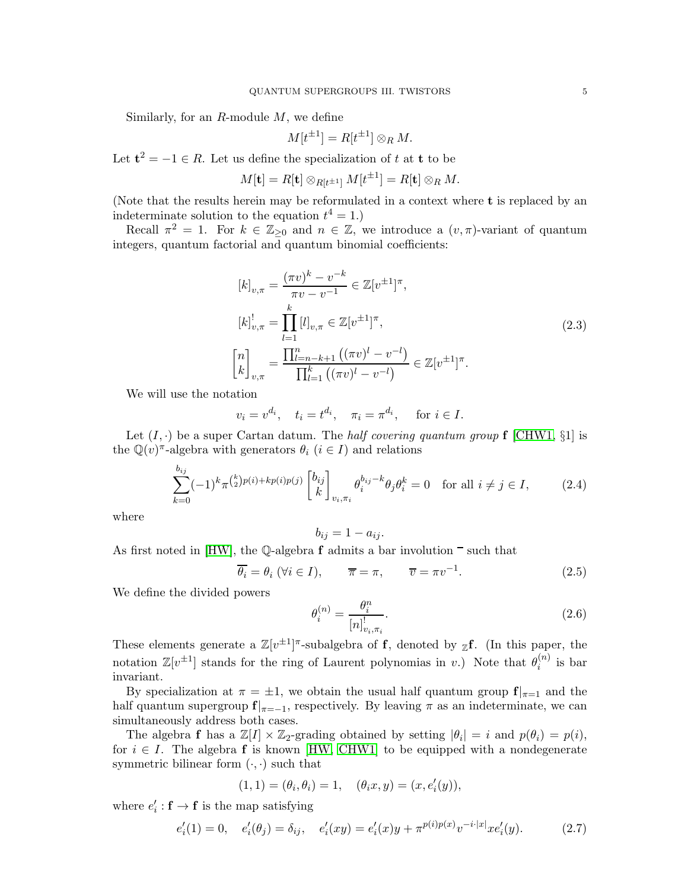Similarly, for an $R$-module $M$, we define

$$M[t^{\pm 1}] = R[t^{\pm 1}] \otimes_R M.$$

Let $\mathbf{t}^2 = -1 \in R$. Let us define the specialization of $t$ at $\mathbf{t}$ to be

$$M[\mathbf{t}] = R[\mathbf{t}] \otimes_{R[t^{\pm 1}]} M[t^{\pm 1}] = R[\mathbf{t}] \otimes_R M.$$

(Note that the results herein may be reformulated in a context where $\mathbf{t}$ is replaced by an indeterminate solution to the equation $t^4 = 1$.)

Recall $\pi^2 = 1$. For $k \in \mathbb{Z}_{\geq 0}$ and $n \in \mathbb{Z}$, we introduce a $(v, \pi)$-variant of quantum integers, quantum factorial and quantum binomial coefficients:

$$
\begin{aligned}
[k]_{v,\pi} &= \frac{(\pi v)^k - v^{-k}}{\pi v - v^{-1}} \in \mathbb{Z}[v^{\pm 1}]^\pi, \\
[k]^!_{v,\pi} &= \prod_{l=1}^{k} [l]_{v,\pi} \in \mathbb{Z}[v^{\pm 1}]^\pi, \\
\begin{bmatrix} n \\ k \end{bmatrix}_{v,\pi} &= \frac{\prod_{l=n-k+1}^{n} \left((\pi v)^l - v^{-l}\right)}{\prod_{l=1}^{k} \left((\pi v)^l - v^{-l}\right)} \in \mathbb{Z}[v^{\pm 1}]^\pi.
\end{aligned}
\tag{2.3}
$$

We will use the notation

$$v_i = v^{d_i}, \quad t_i = t^{d_i}, \quad \pi_i = \pi^{d_i}, \quad \text{for } i \in I.$$

Let $(I, \cdot)$ be a super Cartan datum. The *half covering quantum group* $\mathbf{f}$ [CHW1, §1] is the $\mathbb{Q}(v)^\pi$-algebra with generators $\theta_i$ ($i \in I$) and relations

$$\sum_{k=0}^{b_{ij}} (-1)^k \pi^{\binom{k}{2} p(i) + k p(i) p(j)} \begin{bmatrix} b_{ij} \\ k \end{bmatrix}_{v_i, \pi_i} \theta_i^{b_{ij}-k} \theta_j \theta_i^k = 0 \quad \text{for all } i \neq j \in I, \tag{2.4}$$

where

$$b_{ij} = 1 - a_{ij}.$$

As first noted in [HW], the $\mathbb{Q}$-algebra $\mathbf{f}$ admits a bar involution $\bar{\ }$ such that

$$\overline{\theta_i} = \theta_i \ (\forall i \in I), \qquad \overline{\pi} = \pi, \qquad \overline{v} = \pi v^{-1}. \tag{2.5}$$

We define the divided powers

$$\theta_i^{(n)} = \frac{\theta_i^n}{[n]^!_{v_i, \pi_i}}. \tag{2.6}$$

These elements generate a $\mathbb{Z}[v^{\pm 1}]^\pi$-subalgebra of $\mathbf{f}$, denoted by ${}_{\mathbb{Z}}\mathbf{f}$. (In this paper, the notation $\mathbb{Z}[v^{\pm 1}]$ stands for the ring of Laurent polynomias in $v$.) Note that $\theta_i^{(n)}$ is bar invariant.

By specialization at $\pi = \pm 1$, we obtain the usual half quantum group $\mathbf{f}|_{\pi=1}$ and the half quantum supergroup $\mathbf{f}|_{\pi=-1}$, respectively. By leaving $\pi$ as an indeterminate, we can simultaneously address both cases.

The algebra $\mathbf{f}$ has a $\mathbb{Z}[I] \times \mathbb{Z}_2$-grading obtained by setting $|\theta_i| = i$ and $p(\theta_i) = p(i)$, for $i \in I$. The algebra $\mathbf{f}$ is known [HW, CHW1] to be equipped with a nondegenerate symmetric bilinear form $(\cdot, \cdot)$ such that

$$(1, 1) = (\theta_i, \theta_i) = 1, \quad (\theta_i x, y) = (x, e_i'(y)),$$

where $e_i' : \mathbf{f} \to \mathbf{f}$ is the map satisfying

$$e_i'(1) = 0, \quad e_i'(\theta_j) = \delta_{ij}, \quad e_i'(xy) = e_i'(x) y + \pi^{p(i)p(x)} v^{-i \cdot |x|} x e_i'(y). \tag{2.7}$$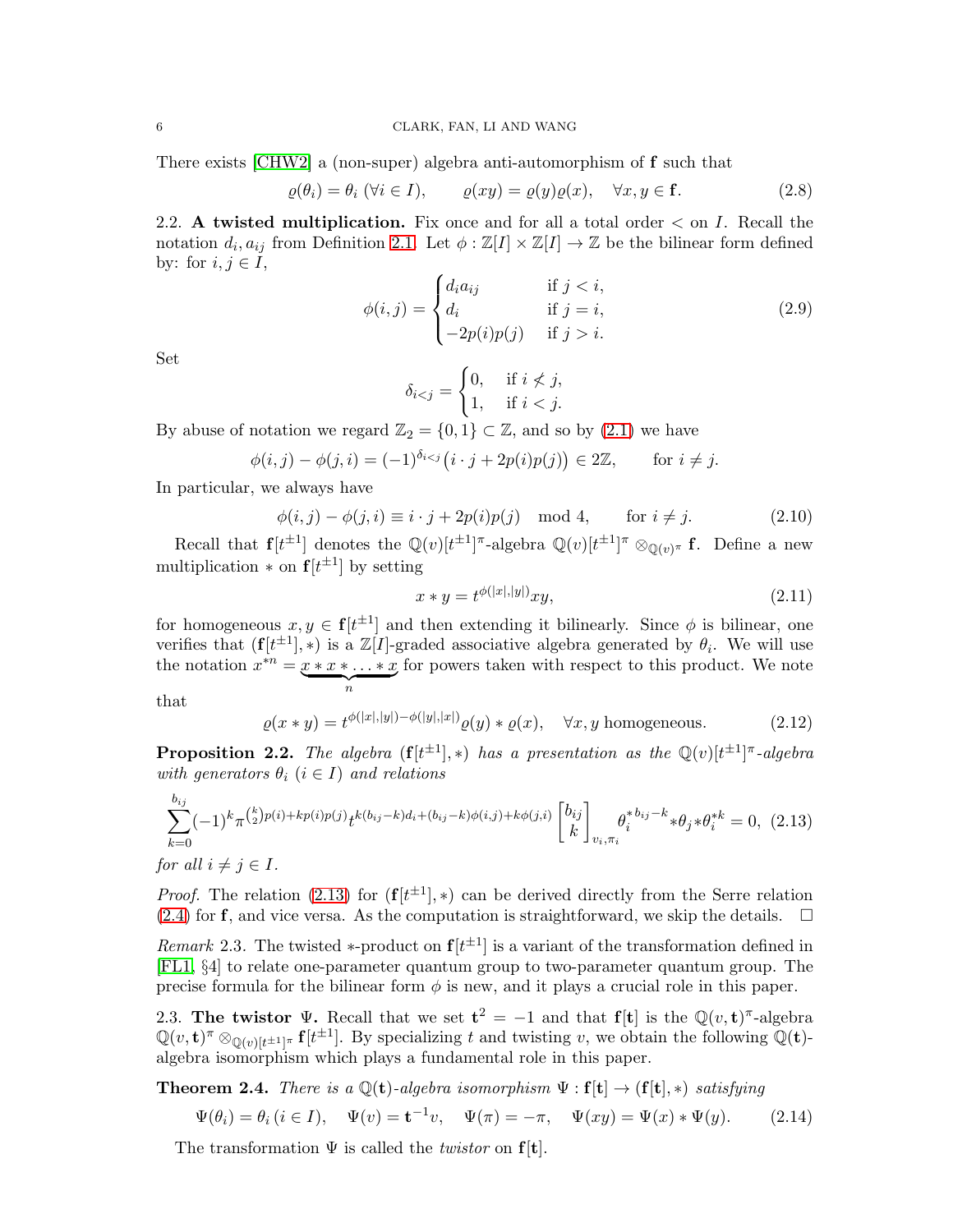There exists [CHW2] a (non-super) algebra anti-automorphism of $\mathbf{f}$ such that

$$\varrho(\theta_i) = \theta_i \ (\forall i \in I), \qquad \varrho(xy) = \varrho(y)\varrho(x), \quad \forall x, y \in \mathbf{f}. \tag{2.8}$$

2.2. **A twisted multiplication.** Fix once and for all a total order $<$ on $I$. Recall the notation $d_i, a_{ij}$ from Definition 2.1. Let $\phi : \mathbb{Z}[I] \times \mathbb{Z}[I] \to \mathbb{Z}$ be the bilinear form defined by: for $i, j \in I$,

$$\phi(i,j) = \begin{cases} d_i a_{ij} & \text{if } j < i, \\ d_i & \text{if } j = i, \\ -2p(i)p(j) & \text{if } j > i. \end{cases} \tag{2.9}$$

Set

$$\delta_{i<j} = \begin{cases} 0, & \text{if } i \not< j, \\ 1, & \text{if } i < j. \end{cases}$$

By abuse of notation we regard $\mathbb{Z}_2 = \{0, 1\} \subset \mathbb{Z}$, and so by (2.1) we have

$$\phi(i,j) - \phi(j,i) = (-1)^{\delta_{i<j}} \big( i \cdot j + 2p(i)p(j) \big) \in 2\mathbb{Z}, \qquad \text{for } i \neq j.$$

In particular, we always have

$$\phi(i,j) - \phi(j,i) \equiv i \cdot j + 2p(i)p(j) \mod 4, \qquad \text{for } i \neq j. \tag{2.10}$$

Recall that $\mathbf{f}[t^{\pm 1}]$ denotes the $\mathbb{Q}(v)[t^{\pm 1}]^\pi$-algebra $\mathbb{Q}(v)[t^{\pm 1}]^\pi \otimes_{\mathbb{Q}(v)^\pi} \mathbf{f}$. Define a new multiplication $*$ on $\mathbf{f}[t^{\pm 1}]$ by setting

$$x * y = t^{\phi(|x|,|y|)} xy, \tag{2.11}$$

for homogeneous $x, y \in \mathbf{f}[t^{\pm 1}]$ and then extending it bilinearly. Since $\phi$ is bilinear, one verifies that $(\mathbf{f}[t^{\pm 1}], *)$ is a $\mathbb{Z}[I]$-graded associative algebra generated by $\theta_i$. We will use the notation $x^{*n} = \underbrace{x * x * \ldots * x}_{n}$ for powers taken with respect to this product. We note that

$$\varrho(x * y) = t^{\phi(|x|,|y|) - \phi(|y|,|x|)} \varrho(y) * \varrho(x), \quad \forall x, y \text{ homogeneous}. \tag{2.12}$$

**Proposition 2.2.** *The algebra $(\mathbf{f}[t^{\pm 1}], *)$ has a presentation as the $\mathbb{Q}(v)[t^{\pm 1}]^\pi$-algebra with generators $\theta_i$ $(i \in I)$ and relations*

$$\sum_{k=0}^{b_{ij}} (-1)^k \pi^{\binom{k}{2}p(i) + kp(i)p(j)} t^{k(b_{ij}-k)d_i + (b_{ij}-k)\phi(i,j) + k\phi(j,i)} \begin{bmatrix} b_{ij} \\ k \end{bmatrix}_{v_i, \pi_i} \theta_i^{* b_{ij}-k} * \theta_j * \theta_i^{*k} = 0, \tag{2.13}$$

*for all $i \neq j \in I$.*

*Proof.* The relation (2.13) for $(\mathbf{f}[t^{\pm 1}], *)$ can be derived directly from the Serre relation (2.4) for $\mathbf{f}$, and vice versa. As the computation is straightforward, we skip the details. $\square$

*Remark* 2.3. The twisted $*$-product on $\mathbf{f}[t^{\pm 1}]$ is a variant of the transformation defined in [FL1, §4] to relate one-parameter quantum group to two-parameter quantum group. The precise formula for the bilinear form $\phi$ is new, and it plays a crucial role in this paper.

2.3. **The twistor** $\Psi$. Recall that we set $\mathbf{t}^2 = -1$ and that $\mathbf{f}[\mathbf{t}]$ is the $\mathbb{Q}(v, \mathbf{t})^\pi$-algebra $\mathbb{Q}(v, \mathbf{t})^\pi \otimes_{\mathbb{Q}(v)[t^{\pm 1}]^\pi} \mathbf{f}[t^{\pm 1}]$. By specializing $t$ and twisting $v$, we obtain the following $\mathbb{Q}(\mathbf{t})$-algebra isomorphism which plays a fundamental role in this paper.

**Theorem 2.4.** *There is a $\mathbb{Q}(\mathbf{t})$-algebra isomorphism $\Psi : \mathbf{f}[\mathbf{t}] \to (\mathbf{f}[\mathbf{t}], *)$ satisfying*

$$\Psi(\theta_i) = \theta_i \, (i \in I), \quad \Psi(v) = \mathbf{t}^{-1} v, \quad \Psi(\pi) = -\pi, \quad \Psi(xy) = \Psi(x) * \Psi(y). \tag{2.14}$$

The transformation $\Psi$ is called the *twistor* on $\mathbf{f}[\mathbf{t}]$.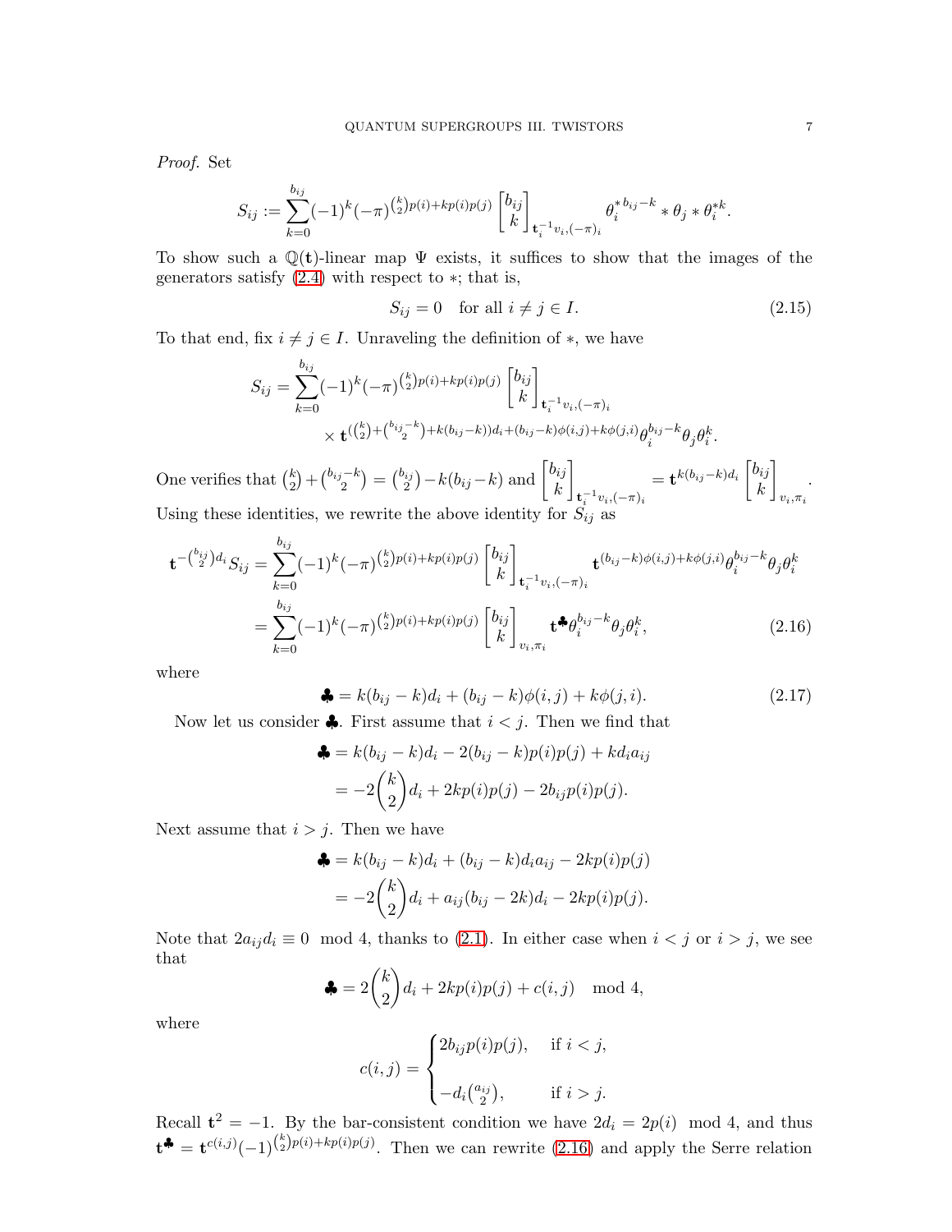*Proof.* Set

$$S_{ij} := \sum_{k=0}^{b_{ij}} (-1)^k (-\pi)^{\binom{k}{2}p(i)+kp(i)p(j)} \begin{bmatrix} b_{ij} \\ k \end{bmatrix}_{\mathbf{t}_i^{-1}v_i,(-\pi)_i} \theta_i^{*\, b_{ij}-k} * \theta_j * \theta_i^{*k}.$$

To show such a $\mathbb{Q}(\mathbf{t})$-linear map $\Psi$ exists, it suffices to show that the images of the generators satisfy (2.4) with respect to $*$; that is,

$$S_{ij} = 0 \quad \text{for all } i \neq j \in I. \tag{2.15}$$

To that end, fix $i \neq j \in I$. Unraveling the definition of $*$, we have

$$\begin{aligned} S_{ij} = &\sum_{k=0}^{b_{ij}} (-1)^k (-\pi)^{\binom{k}{2}p(i)+kp(i)p(j)} \begin{bmatrix} b_{ij} \\ k \end{bmatrix}_{\mathbf{t}_i^{-1}v_i,(-\pi)_i} \\ &\times \mathbf{t}^{(\binom{k}{2}+\binom{b_{ij}-k}{2}+k(b_{ij}-k))d_i + (b_{ij}-k)\phi(i,j)+k\phi(j,i)} \theta_i^{b_{ij}-k}\theta_j\theta_i^k. \end{aligned}$$

One verifies that $\binom{k}{2}+\binom{b_{ij}-k}{2} = \binom{b_{ij}}{2} - k(b_{ij}-k)$ and $\begin{bmatrix} b_{ij} \\ k \end{bmatrix}_{\mathbf{t}_i^{-1}v_i,(-\pi)_i} = \mathbf{t}^{k(b_{ij}-k)d_i} \begin{bmatrix} b_{ij} \\ k \end{bmatrix}_{v_i,\pi_i}$. Using these identities, we rewrite the above identity for $S_{ij}$ as

$$\begin{aligned} \mathbf{t}^{-\binom{b_{ij}}{2}d_i} S_{ij} &= \sum_{k=0}^{b_{ij}} (-1)^k (-\pi)^{\binom{k}{2}p(i)+kp(i)p(j)} \begin{bmatrix} b_{ij} \\ k \end{bmatrix}_{\mathbf{t}_i^{-1}v_i,(-\pi)_i} \mathbf{t}^{(b_{ij}-k)\phi(i,j)+k\phi(j,i)} \theta_i^{b_{ij}-k}\theta_j\theta_i^k \\ &= \sum_{k=0}^{b_{ij}} (-1)^k (-\pi)^{\binom{k}{2}p(i)+kp(i)p(j)} \begin{bmatrix} b_{ij} \\ k \end{bmatrix}_{v_i,\pi_i} \mathbf{t}^{\clubsuit} \theta_i^{b_{ij}-k}\theta_j\theta_i^k, \end{aligned} \tag{2.16}$$

where

$$\clubsuit = k(b_{ij}-k)d_i + (b_{ij}-k)\phi(i,j) + k\phi(j,i). \tag{2.17}$$

Now let us consider $\clubsuit$. First assume that $i<j$. Then we find that

$$\begin{aligned} \clubsuit &= k(b_{ij}-k)d_i - 2(b_{ij}-k)p(i)p(j) + kd_ia_{ij} \\ &= -2\binom{k}{2}d_i + 2kp(i)p(j) - 2b_{ij}p(i)p(j). \end{aligned}$$

Next assume that $i>j$. Then we have

$$\begin{aligned} \clubsuit &= k(b_{ij}-k)d_i + (b_{ij}-k)d_ia_{ij} - 2kp(i)p(j) \\ &= -2\binom{k}{2}d_i + a_{ij}(b_{ij}-2k)d_i - 2kp(i)p(j). \end{aligned}$$

Note that $2a_{ij}d_i \equiv 0 \mod 4$, thanks to (2.1). In either case when $i<j$ or $i>j$, we see that

$$\clubsuit = 2\binom{k}{2}d_i + 2kp(i)p(j) + c(i,j) \mod 4,$$

where

$$c(i,j) = \begin{cases} 2b_{ij}p(i)p(j), & \text{if } i<j, \\ -d_i\binom{a_{ij}}{2}, & \text{if } i>j. \end{cases}$$

Recall $\mathbf{t}^2=-1$. By the bar-consistent condition we have $2d_i = 2p(i) \mod 4$, and thus $\mathbf{t}^{\clubsuit} = \mathbf{t}^{c(i,j)}(-1)^{\binom{k}{2}p(i)+kp(i)p(j)}$. Then we can rewrite (2.16) and apply the Serre relation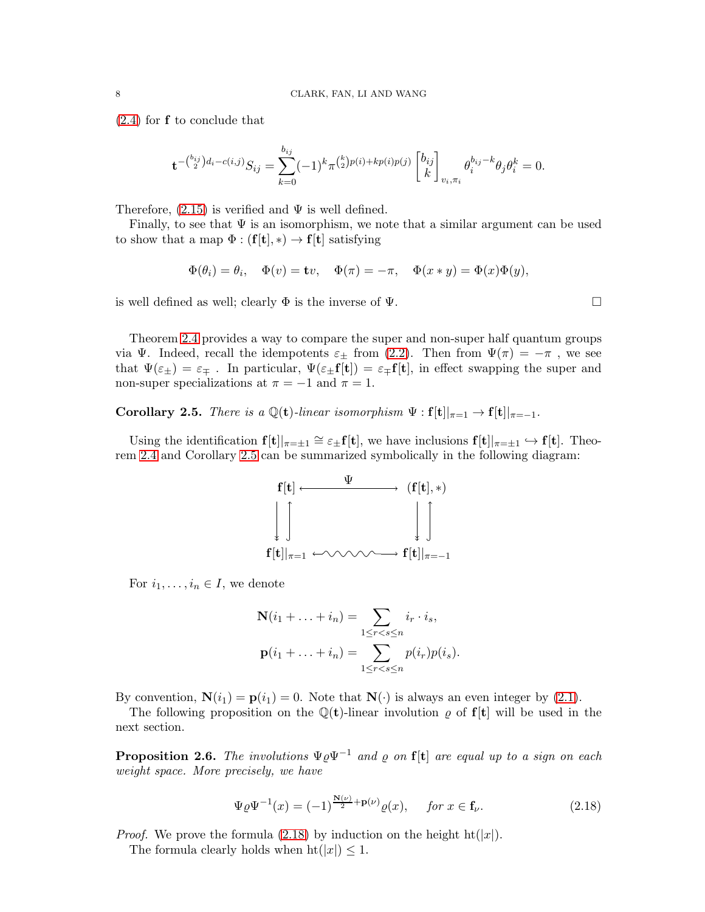(2.4) for $\mathbf{f}$ to conclude that

$$\mathbf{t}^{-\binom{b_{ij}}{2}d_i - c(i,j)} S_{ij} = \sum_{k=0}^{b_{ij}} (-1)^k \pi^{\binom{k}{2}p(i)+kp(i)p(j)} \begin{bmatrix} b_{ij} \\ k \end{bmatrix}_{v_i,\pi_i} \theta_i^{b_{ij}-k}\theta_j\theta_i^k = 0.$$

Therefore, (2.15) is verified and $\Psi$ is well defined.

Finally, to see that $\Psi$ is an isomorphism, we note that a similar argument can be used to show that a map $\Phi : (\mathbf{f}[\mathbf{t}], *) \to \mathbf{f}[\mathbf{t}]$ satisfying

$$\Phi(\theta_i) = \theta_i, \quad \Phi(v) = \mathbf{t}v, \quad \Phi(\pi) = -\pi, \quad \Phi(x * y) = \Phi(x)\Phi(y),$$

is well defined as well; clearly $\Phi$ is the inverse of $\Psi$. □

Theorem 2.4 provides a way to compare the super and non-super half quantum groups via $\Psi$. Indeed, recall the idempotents $\varepsilon_\pm$ from (2.2). Then from $\Psi(\pi) = -\pi$ , we see that $\Psi(\varepsilon_\pm) = \varepsilon_\mp$ . In particular, $\Psi(\varepsilon_\pm \mathbf{f}[\mathbf{t}]) = \varepsilon_\mp \mathbf{f}[\mathbf{t}]$, in effect swapping the super and non-super specializations at $\pi = -1$ and $\pi = 1$.

**Corollary 2.5.** *There is a $\mathbb{Q}(\mathbf{t})$-linear isomorphism $\Psi : \mathbf{f}[\mathbf{t}]|_{\pi=1} \to \mathbf{f}[\mathbf{t}]|_{\pi=-1}$.*

Using the identification $\mathbf{f}[\mathbf{t}]|_{\pi=\pm 1} \cong \varepsilon_\pm \mathbf{f}[\mathbf{t}]$, we have inclusions $\mathbf{f}[\mathbf{t}]|_{\pi=\pm 1} \hookrightarrow \mathbf{f}[\mathbf{t}]$. Theorem 2.4 and Corollary 2.5 can be summarized symbolically in the following diagram:

$$\begin{array}{ccc}
\mathbf{f}[\mathbf{t}] & \xleftrightarrow{\quad\Psi\quad} & (\mathbf{f}[\mathbf{t}], *) \\
\downarrow\uparrow & & \downarrow\uparrow \\
\mathbf{f}[\mathbf{t}]|_{\pi=1} & \leftrightsquigarrow & \mathbf{f}[\mathbf{t}]|_{\pi=-1}
\end{array}$$

For $i_1, \ldots, i_n \in I$, we denote

$$\mathbf{N}(i_1 + \ldots + i_n) = \sum_{1 \le r < s \le n} i_r \cdot i_s,$$
$$\mathbf{p}(i_1 + \ldots + i_n) = \sum_{1 \le r < s \le n} p(i_r)p(i_s).$$

By convention, $\mathbf{N}(i_1) = \mathbf{p}(i_1) = 0$. Note that $\mathbf{N}(\cdot)$ is always an even integer by (2.1).

The following proposition on the $\mathbb{Q}(\mathbf{t})$-linear involution $\varrho$ of $\mathbf{f}[\mathbf{t}]$ will be used in the next section.

**Proposition 2.6.** *The involutions $\Psi\varrho\Psi^{-1}$ and $\varrho$ on $\mathbf{f}[\mathbf{t}]$ are equal up to a sign on each weight space. More precisely, we have*

$$\Psi\varrho\Psi^{-1}(x) = (-1)^{\frac{\mathbf{N}(\nu)}{2} + \mathbf{p}(\nu)}\varrho(x), \qquad \textit{for } x \in \mathbf{f}_\nu. \tag{2.18}$$

*Proof.* We prove the formula (2.18) by induction on the height $\mathrm{ht}(|x|)$.

The formula clearly holds when $\mathrm{ht}(|x|) \le 1$.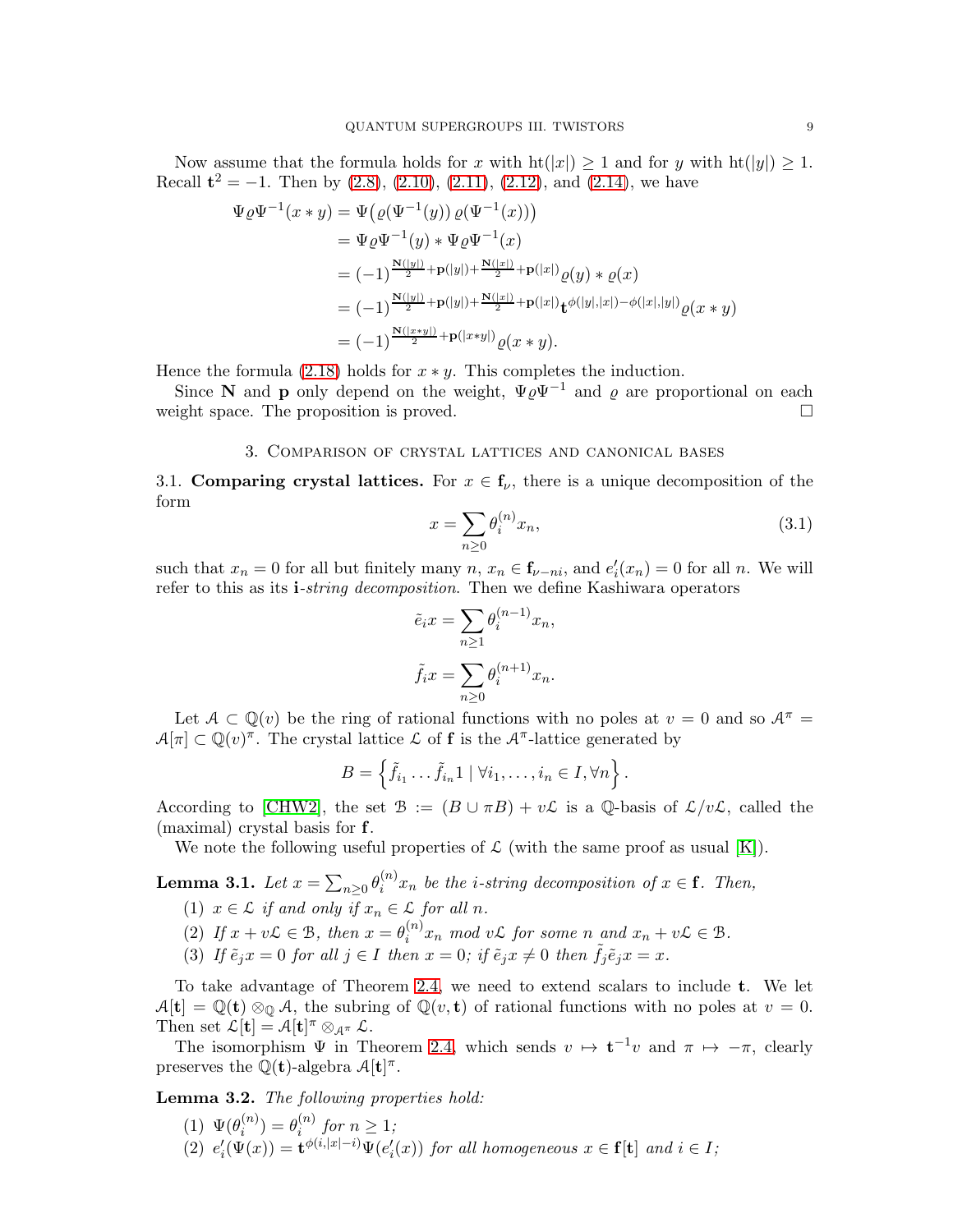Now assume that the formula holds for $x$ with $\mathrm{ht}(|x|) \geq 1$ and for $y$ with $\mathrm{ht}(|y|) \geq 1$. Recall $\mathbf{t}^2 = -1$. Then by (2.8), (2.10), (2.11), (2.12), and (2.14), we have

$$
\begin{aligned}
\Psi\varrho\Psi^{-1}(x * y) &= \Psi\big(\varrho(\Psi^{-1}(y))\,\varrho(\Psi^{-1}(x))\big) \\
&= \Psi\varrho\Psi^{-1}(y) * \Psi\varrho\Psi^{-1}(x) \\
&= (-1)^{\frac{\mathbf{N}(|y|)}{2}+\mathbf{p}(|y|)+\frac{\mathbf{N}(|x|)}{2}+\mathbf{p}(|x|)}\varrho(y) * \varrho(x) \\
&= (-1)^{\frac{\mathbf{N}(|y|)}{2}+\mathbf{p}(|y|)+\frac{\mathbf{N}(|x|)}{2}+\mathbf{p}(|x|)}\mathbf{t}^{\phi(|y|,|x|)-\phi(|x|,|y|)}\varrho(x * y) \\
&= (-1)^{\frac{\mathbf{N}(|x*y|)}{2}+\mathbf{p}(|x*y|)}\varrho(x * y).
\end{aligned}
$$

Hence the formula (2.18) holds for $x * y$. This completes the induction.

Since $\mathbf{N}$ and $\mathbf{p}$ only depend on the weight, $\Psi\varrho\Psi^{-1}$ and $\varrho$ are proportional on each weight space. The proposition is proved. □

## 3. Comparison of crystal lattices and canonical bases

**3.1. Comparing crystal lattices.** For $x \in \mathbf{f}_\nu$, there is a unique decomposition of the form

$$
x = \sum_{n \geq 0} \theta_i^{(n)} x_n, \tag{3.1}
$$

such that $x_n = 0$ for all but finitely many $n$, $x_n \in \mathbf{f}_{\nu - ni}$, and $e_i'(x_n) = 0$ for all $n$. We will refer to this as its $\mathbf{i}$*-string decomposition*. Then we define Kashiwara operators

$$
\tilde{e}_i x = \sum_{n \geq 1} \theta_i^{(n-1)} x_n,
$$

$$
\tilde{f}_i x = \sum_{n \geq 0} \theta_i^{(n+1)} x_n.
$$

Let $\mathcal{A} \subset \mathbb{Q}(v)$ be the ring of rational functions with no poles at $v = 0$ and so $\mathcal{A}^\pi = \mathcal{A}[\pi] \subset \mathbb{Q}(v)^\pi$. The crystal lattice $\mathcal{L}$ of $\mathbf{f}$ is the $\mathcal{A}^\pi$-lattice generated by

$$
B = \left\{ \tilde{f}_{i_1} \dots \tilde{f}_{i_n} 1 \mid \forall i_1, \dots, i_n \in I, \forall n \right\}.
$$

According to [CHW2], the set $\mathcal{B} := (B \cup \pi B) + v\mathcal{L}$ is a $\mathbb{Q}$-basis of $\mathcal{L}/v\mathcal{L}$, called the (maximal) crystal basis for $\mathbf{f}$.

We note the following useful properties of $\mathcal{L}$ (with the same proof as usual [K]).

**Lemma 3.1.** *Let $x = \sum_{n \geq 0} \theta_i^{(n)} x_n$ be the $i$-string decomposition of $x \in \mathbf{f}$. Then,*

1. *$x \in \mathcal{L}$ if and only if $x_n \in \mathcal{L}$ for all $n$.*
2. *If $x + v\mathcal{L} \in \mathcal{B}$, then $x = \theta_i^{(n)} x_n \mod v\mathcal{L}$ for some $n$ and $x_n + v\mathcal{L} \in \mathcal{B}$.*
3. *If $\tilde{e}_j x = 0$ for all $j \in I$ then $x = 0$; if $\tilde{e}_j x \neq 0$ then $\tilde{f}_j \tilde{e}_j x = x$.*

To take advantage of Theorem 2.4, we need to extend scalars to include $\mathbf{t}$. We let $\mathcal{A}[\mathbf{t}] = \mathbb{Q}(\mathbf{t}) \otimes_{\mathbb{Q}} \mathcal{A}$, the subring of $\mathbb{Q}(v, \mathbf{t})$ of rational functions with no poles at $v = 0$. Then set $\mathcal{L}[\mathbf{t}] = \mathcal{A}[\mathbf{t}]^\pi \otimes_{\mathcal{A}^\pi} \mathcal{L}$.

The isomorphism $\Psi$ in Theorem 2.4, which sends $v \mapsto \mathbf{t}^{-1} v$ and $\pi \mapsto -\pi$, clearly preserves the $\mathbb{Q}(\mathbf{t})$-algebra $\mathcal{A}[\mathbf{t}]^\pi$.

**Lemma 3.2.** *The following properties hold:*

1. *$\Psi(\theta_i^{(n)}) = \theta_i^{(n)}$ for $n \geq 1$;*
2. *$e_i'(\Psi(x)) = \mathbf{t}^{\phi(i, |x| - i)} \Psi(e_i'(x))$ for all homogeneous $x \in \mathbf{f}[\mathbf{t}]$ and $i \in I$;*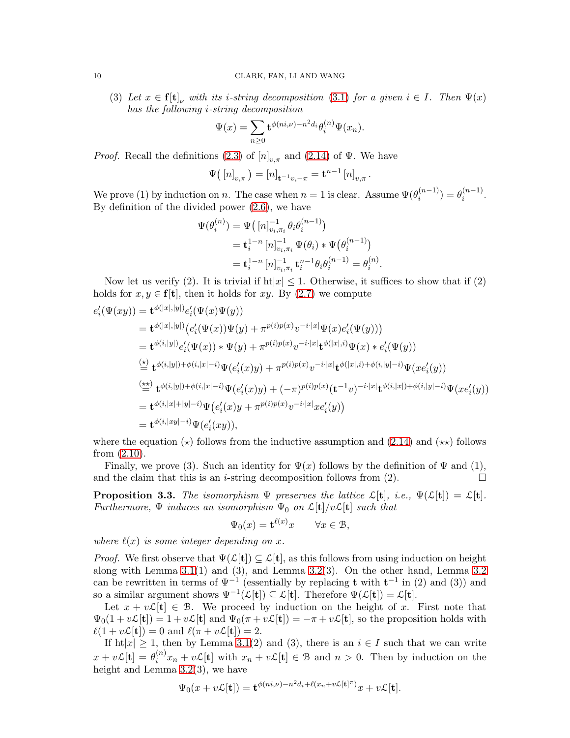(3) *Let $x \in \mathbf{f}[\mathbf{t}]_\nu$ with its $i$-string decomposition (3.1) for a given $i \in I$. Then $\Psi(x)$ has the following $i$-string decomposition*

$$\Psi(x) = \sum_{n \geq 0} \mathbf{t}^{\phi(ni,\nu) - n^2 d_i} \theta_i^{(n)} \Psi(x_n).$$

*Proof.* Recall the definitions (2.3) of $[n]_{v,\pi}$ and (2.14) of $\Psi$. We have

$$\Psi\big( [n]_{v,\pi} \big) = [n]_{\mathbf{t}^{-1}v, -\pi} = \mathbf{t}^{n-1} [n]_{v,\pi}.$$

We prove (1) by induction on $n$. The case when $n = 1$ is clear. Assume $\Psi(\theta_i^{(n-1)}) = \theta_i^{(n-1)}$. By definition of the divided power (2.6), we have

$$\begin{aligned}
\Psi(\theta_i^{(n)}) &= \Psi\big( [n]_{v_i,\pi_i}^{-1} \theta_i \theta_i^{(n-1)} \big) \\
&= \mathbf{t}_i^{1-n} [n]_{v_i,\pi_i}^{-1} \Psi(\theta_i) * \Psi\big(\theta_i^{(n-1)}\big) \\
&= \mathbf{t}_i^{1-n} [n]_{v_i,\pi_i}^{-1} \mathbf{t}_i^{n-1} \theta_i \theta_i^{(n-1)} = \theta_i^{(n)}.
\end{aligned}$$

Now let us verify (2). It is trivial if $\mathrm{ht}|x| \leq 1$. Otherwise, it suffices to show that if (2) holds for $x, y \in \mathbf{f}[\mathbf{t}]$, then it holds for $xy$. By (2.7) we compute

$$\begin{aligned}
e_i'(\Psi(xy)) &= \mathbf{t}^{\phi(|x|,|y|)} e_i'(\Psi(x)\Psi(y)) \\
&= \mathbf{t}^{\phi(|x|,|y|)} \big( e_i'(\Psi(x))\Psi(y) + \pi^{p(i)p(x)} v^{-i\cdot|x|} \Psi(x) e_i'(\Psi(y)) \big) \\
&= \mathbf{t}^{\phi(i,|y|)} e_i'(\Psi(x)) * \Psi(y) + \pi^{p(i)p(x)} v^{-i\cdot|x|} \mathbf{t}^{\phi(|x|,i)} \Psi(x) * e_i'(\Psi(y)) \\
&\overset{(\star)}{=} \mathbf{t}^{\phi(i,|y|)+\phi(i,|x|-i)} \Psi(e_i'(x)y) + \pi^{p(i)p(x)} v^{-i\cdot|x|} \mathbf{t}^{\phi(|x|,i)+\phi(i,|y|-i)} \Psi(xe_i'(y)) \\
&\overset{(\star\star)}{=} \mathbf{t}^{\phi(i,|y|)+\phi(i,|x|-i)} \Psi(e_i'(x)y) + (-\pi)^{p(i)p(x)} (\mathbf{t}^{-1}v)^{-i\cdot|x|} \mathbf{t}^{\phi(i,|x|)+\phi(i,|y|-i)} \Psi(xe_i'(y)) \\
&= \mathbf{t}^{\phi(i,|x|+|y|-i)} \Psi\big( e_i'(x)y + \pi^{p(i)p(x)} v^{-i\cdot|x|} x e_i'(y) \big) \\
&= \mathbf{t}^{\phi(i,|xy|-i)} \Psi(e_i'(xy)),
\end{aligned}$$

where the equation $(\star)$ follows from the inductive assumption and (2.14) and $(\star\star)$ follows from (2.10).

Finally, we prove (3). Such an identity for $\Psi(x)$ follows by the definition of $\Psi$ and (1), and the claim that this is an $i$-string decomposition follows from (2). $\square$

**Proposition 3.3.** *The isomorphism $\Psi$ preserves the lattice $\mathcal{L}[\mathbf{t}]$, i.e., $\Psi(\mathcal{L}[\mathbf{t}]) = \mathcal{L}[\mathbf{t}]$. Furthermore, $\Psi$ induces an isomorphism $\Psi_0$ on $\mathcal{L}[\mathbf{t}]/v\mathcal{L}[\mathbf{t}]$ such that*

$$\Psi_0(x) = \mathbf{t}^{\ell(x)} x \qquad \forall x \in \mathcal{B},$$

*where $\ell(x)$ is some integer depending on $x$.*

*Proof.* We first observe that $\Psi(\mathcal{L}[\mathbf{t}]) \subseteq \mathcal{L}[\mathbf{t}]$, as this follows from using induction on height along with Lemma 3.1(1) and (3), and Lemma 3.2(3). On the other hand, Lemma 3.2 can be rewritten in terms of $\Psi^{-1}$ (essentially by replacing $\mathbf{t}$ with $\mathbf{t}^{-1}$ in (2) and (3)) and so a similar argument shows $\Psi^{-1}(\mathcal{L}[\mathbf{t}]) \subseteq \mathcal{L}[\mathbf{t}]$. Therefore $\Psi(\mathcal{L}[\mathbf{t}]) = \mathcal{L}[\mathbf{t}]$.

Let $x + v\mathcal{L}[\mathbf{t}] \in \mathcal{B}$. We proceed by induction on the height of $x$. First note that $\Psi_0(1 + v\mathcal{L}[\mathbf{t}]) = 1 + v\mathcal{L}[\mathbf{t}]$ and $\Psi_0(\pi + v\mathcal{L}[\mathbf{t}]) = -\pi + v\mathcal{L}[\mathbf{t}]$, so the proposition holds with $\ell(1 + v\mathcal{L}[\mathbf{t}]) = 0$ and $\ell(\pi + v\mathcal{L}[\mathbf{t}]) = 2$.

If $\mathrm{ht}|x| \geq 1$, then by Lemma 3.1(2) and (3), there is an $i \in I$ such that we can write $x + v\mathcal{L}[\mathbf{t}] = \theta_i^{(n)} x_n + v\mathcal{L}[\mathbf{t}]$ with $x_n + v\mathcal{L}[\mathbf{t}] \in \mathcal{B}$ and $n > 0$. Then by induction on the height and Lemma 3.2(3), we have

$$\Psi_0(x + v\mathcal{L}[\mathbf{t}]) = \mathbf{t}^{\phi(ni,\nu) - n^2 d_i + \ell(x_n + v\mathcal{L}[\mathbf{t}]^\pi)} x + v\mathcal{L}[\mathbf{t}].$$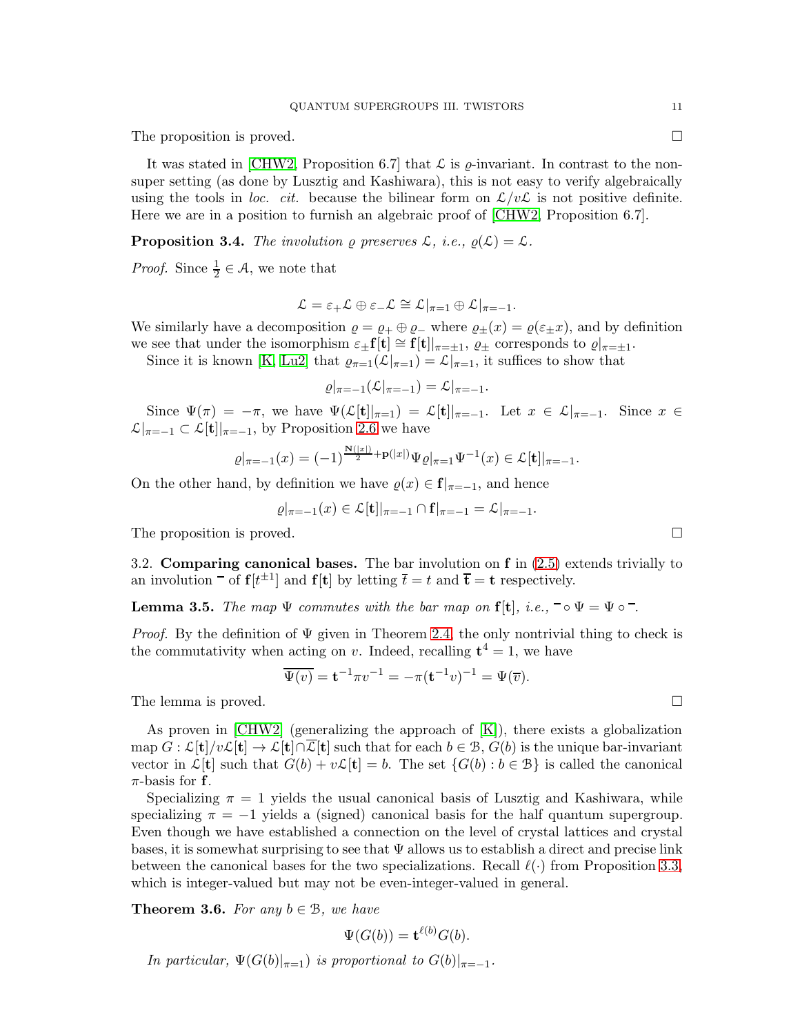The proposition is proved. □

It was stated in [CHW2, Proposition 6.7] that $\mathcal{L}$ is $\varrho$-invariant. In contrast to the non-super setting (as done by Lusztig and Kashiwara), this is not easy to verify algebraically using the tools in *loc. cit.* because the bilinear form on $\mathcal{L}/v\mathcal{L}$ is not positive definite. Here we are in a position to furnish an algebraic proof of [CHW2, Proposition 6.7].

**Proposition 3.4.** *The involution $\varrho$ preserves $\mathcal{L}$, i.e., $\varrho(\mathcal{L}) = \mathcal{L}$.*

*Proof.* Since $\frac{1}{2} \in \mathcal{A}$, we note that

$$\mathcal{L} = \varepsilon_+ \mathcal{L} \oplus \varepsilon_- \mathcal{L} \cong \mathcal{L}|_{\pi=1} \oplus \mathcal{L}|_{\pi=-1}.$$

We similarly have a decomposition $\varrho = \varrho_+ \oplus \varrho_-$ where $\varrho_\pm(x) = \varrho(\varepsilon_\pm x)$, and by definition we see that under the isomorphism $\varepsilon_\pm \mathbf{f}[\mathbf{t}] \cong \mathbf{f}[\mathbf{t}]|_{\pi=\pm 1}$, $\varrho_\pm$ corresponds to $\varrho|_{\pi=\pm 1}$.

Since it is known [K, Lu2] that $\varrho_{\pi=1}(\mathcal{L}|_{\pi=1}) = \mathcal{L}|_{\pi=1}$, it suffices to show that

$$\varrho|_{\pi=-1}(\mathcal{L}|_{\pi=-1}) = \mathcal{L}|_{\pi=-1}.$$

Since $\Psi(\pi) = -\pi$, we have $\Psi(\mathcal{L}[\mathbf{t}]|_{\pi=1}) = \mathcal{L}[\mathbf{t}]|_{\pi=-1}$. Let $x \in \mathcal{L}|_{\pi=-1}$. Since $x \in \mathcal{L}|_{\pi=-1} \subset \mathcal{L}[\mathbf{t}]|_{\pi=-1}$, by Proposition 2.6 we have

$$\varrho|_{\pi=-1}(x) = (-1)^{\frac{\mathbf{N}(|x|)}{2} + \mathbf{p}(|x|)} \Psi \varrho|_{\pi=1} \Psi^{-1}(x) \in \mathcal{L}[\mathbf{t}]|_{\pi=-1}.$$

On the other hand, by definition we have $\varrho(x) \in \mathbf{f}|_{\pi=-1}$, and hence

$$\varrho|_{\pi=-1}(x) \in \mathcal{L}[\mathbf{t}]|_{\pi=-1} \cap \mathbf{f}|_{\pi=-1} = \mathcal{L}|_{\pi=-1}.$$

The proposition is proved. □

3.2. **Comparing canonical bases.** The bar involution on $\mathbf{f}$ in (2.5) extends trivially to an involution $\bar{\ }$ of $\mathbf{f}[t^{\pm 1}]$ and $\mathbf{f}[\mathbf{t}]$ by letting $\bar{t} = t$ and $\bar{\mathbf{t}} = \mathbf{t}$ respectively.

**Lemma 3.5.** *The map $\Psi$ commutes with the bar map on $\mathbf{f}[\mathbf{t}]$, i.e., $\bar{\ } \circ \Psi = \Psi \circ \bar{\ }$.*

*Proof.* By the definition of $\Psi$ given in Theorem 2.4, the only nontrivial thing to check is the commutativity when acting on $v$. Indeed, recalling $\mathbf{t}^4 = 1$, we have

$$\overline{\Psi(v)} = \mathbf{t}^{-1} \pi v^{-1} = -\pi (\mathbf{t}^{-1} v)^{-1} = \Psi(\overline{v}).$$

The lemma is proved. □

As proven in [CHW2] (generalizing the approach of [K]), there exists a globalization map $G : \mathcal{L}[\mathbf{t}]/v\mathcal{L}[\mathbf{t}] \to \mathcal{L}[\mathbf{t}] \cap \overline{\mathcal{L}}[\mathbf{t}]$ such that for each $b \in \mathcal{B}$, $G(b)$ is the unique bar-invariant vector in $\mathcal{L}[\mathbf{t}]$ such that $G(b) + v\mathcal{L}[\mathbf{t}] = b$. The set $\{G(b) : b \in \mathcal{B}\}$ is called the canonical $\pi$-basis for $\mathbf{f}$.

Specializing $\pi = 1$ yields the usual canonical basis of Lusztig and Kashiwara, while specializing $\pi = -1$ yields a (signed) canonical basis for the half quantum supergroup. Even though we have established a connection on the level of crystal lattices and crystal bases, it is somewhat surprising to see that $\Psi$ allows us to establish a direct and precise link between the canonical bases for the two specializations. Recall $\ell(\cdot)$ from Proposition 3.3, which is integer-valued but may not be even-integer-valued in general.

**Theorem 3.6.** *For any $b \in \mathcal{B}$, we have*

$$\Psi(G(b)) = \mathbf{t}^{\ell(b)} G(b).$$

*In particular, $\Psi(G(b)|_{\pi=1})$ is proportional to $G(b)|_{\pi=-1}$.*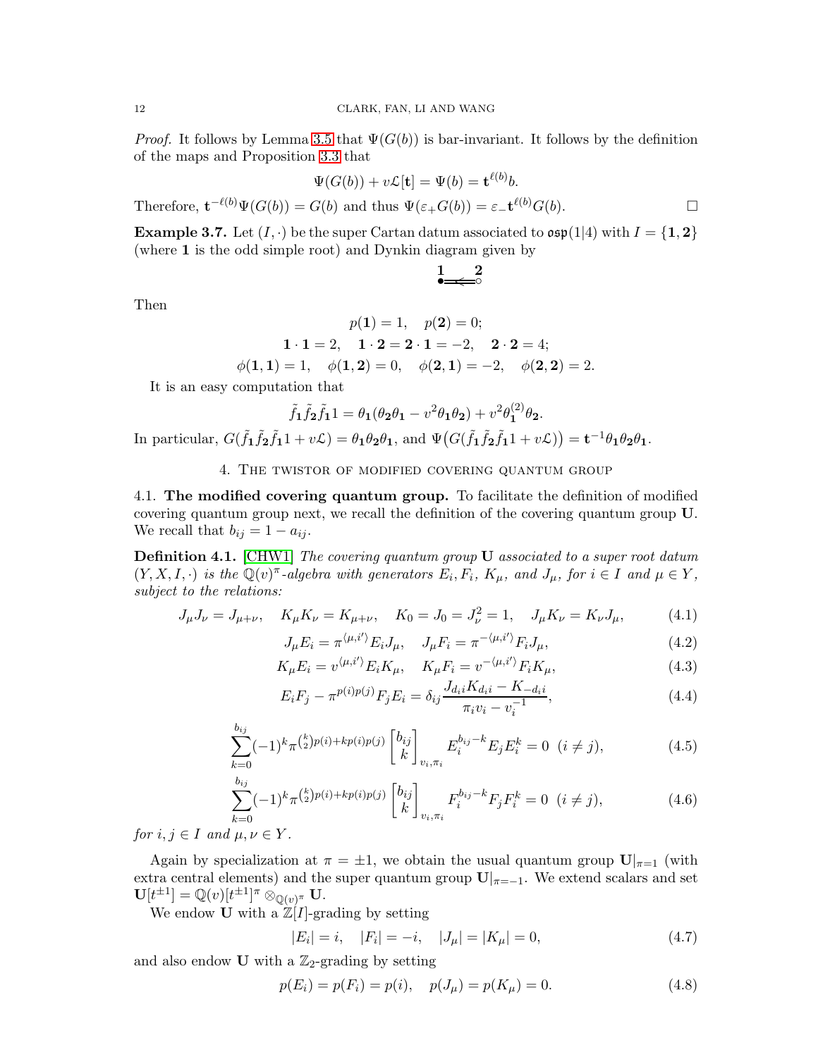*Proof.* It follows by Lemma 3.5 that $\Psi(G(b))$ is bar-invariant. It follows by the definition of the maps and Proposition 3.3 that

$$\Psi(G(b)) + v\mathcal{L}[\mathbf{t}] = \Psi(b) = \mathbf{t}^{\ell(b)}b.$$

Therefore, $\mathbf{t}^{-\ell(b)}\Psi(G(b)) = G(b)$ and thus $\Psi(\varepsilon_+ G(b)) = \varepsilon_- \mathbf{t}^{\ell(b)} G(b)$. □

**Example 3.7.** Let $(I,\cdot)$ be the super Cartan datum associated to $\mathfrak{osp}(1|4)$ with $I = \{\mathbf{1}, \mathbf{2}\}$ (where $\mathbf{1}$ is the odd simple root) and Dynkin diagram given by

$$\overset{\mathbf{1}}{\bullet}\!\!\Longleftarrow\!\!\overset{\mathbf{2}}{\circ}$$

Then

$$p(\mathbf{1}) = 1, \quad p(\mathbf{2}) = 0;$$
$$\mathbf{1}\cdot\mathbf{1} = 2, \quad \mathbf{1}\cdot\mathbf{2} = \mathbf{2}\cdot\mathbf{1} = -2, \quad \mathbf{2}\cdot\mathbf{2} = 4;$$
$$\phi(\mathbf{1},\mathbf{1}) = 1, \quad \phi(\mathbf{1},\mathbf{2}) = 0, \quad \phi(\mathbf{2},\mathbf{1}) = -2, \quad \phi(\mathbf{2},\mathbf{2}) = 2.$$

It is an easy computation that

$$\tilde{f}_{\mathbf{1}}\tilde{f}_{\mathbf{2}}\tilde{f}_{\mathbf{1}}1 = \theta_{\mathbf{1}}(\theta_{\mathbf{2}}\theta_{\mathbf{1}} - v^2\theta_{\mathbf{1}}\theta_{\mathbf{2}}) + v^2\theta_{\mathbf{1}}^{(2)}\theta_{\mathbf{2}}.$$

In particular, $G(\tilde{f}_{\mathbf{1}}\tilde{f}_{\mathbf{2}}\tilde{f}_{\mathbf{1}}1 + v\mathcal{L}) = \theta_{\mathbf{1}}\theta_{\mathbf{2}}\theta_{\mathbf{1}}$, and $\Psi\big(G(\tilde{f}_{\mathbf{1}}\tilde{f}_{\mathbf{2}}\tilde{f}_{\mathbf{1}}1 + v\mathcal{L})\big) = \mathbf{t}^{-1}\theta_{\mathbf{1}}\theta_{\mathbf{2}}\theta_{\mathbf{1}}$.

## 4. The twistor of modified covering quantum group

**4.1. The modified covering quantum group.** To facilitate the definition of modified covering quantum group next, we recall the definition of the covering quantum group $\mathbf{U}$. We recall that $b_{ij} = 1 - a_{ij}$.

**Definition 4.1.** [CHW1] *The covering quantum group* $\mathbf{U}$ *associated to a super root datum* $(Y, X, I, \cdot)$ *is the* $\mathbb{Q}(v)^\pi$*-algebra with generators* $E_i, F_i, K_\mu$*, and* $J_\mu$*, for* $i \in I$ *and* $\mu \in Y$*, subject to the relations:*

$$J_\mu J_\nu = J_{\mu+\nu}, \quad K_\mu K_\nu = K_{\mu+\nu}, \quad K_0 = J_0 = J_\nu^2 = 1, \quad J_\mu K_\nu = K_\nu J_\mu, \tag{4.1}$$

$$J_\mu E_i = \pi^{\langle \mu, i'\rangle} E_i J_\mu, \quad J_\mu F_i = \pi^{-\langle \mu, i'\rangle} F_i J_\mu, \tag{4.2}$$

$$K_\mu E_i = v^{\langle \mu, i'\rangle} E_i K_\mu, \quad K_\mu F_i = v^{-\langle \mu, i'\rangle} F_i K_\mu, \tag{4.3}$$

$$E_i F_j - \pi^{p(i)p(j)} F_j E_i = \delta_{ij} \frac{J_{d_i i} K_{d_i i} - K_{-d_i i}}{\pi_i v_i - v_i^{-1}}, \tag{4.4}$$

$$\sum_{k=0}^{b_{ij}} (-1)^k \pi^{\binom{k}{2}p(i) + kp(i)p(j)} \begin{bmatrix} b_{ij} \\ k \end{bmatrix}_{v_i,\pi_i} E_i^{b_{ij}-k} E_j E_i^k = 0 \ \ (i \neq j), \tag{4.5}$$

$$\sum_{k=0}^{b_{ij}} (-1)^k \pi^{\binom{k}{2}p(i) + kp(i)p(j)} \begin{bmatrix} b_{ij} \\ k \end{bmatrix}_{v_i,\pi_i} F_i^{b_{ij}-k} F_j F_i^k = 0 \ \ (i \neq j), \tag{4.6}$$

*for* $i, j \in I$ *and* $\mu, \nu \in Y$.

Again by specialization at $\pi = \pm 1$, we obtain the usual quantum group $\mathbf{U}|_{\pi=1}$ (with extra central elements) and the super quantum group $\mathbf{U}|_{\pi=-1}$. We extend scalars and set $\mathbf{U}[t^{\pm 1}] = \mathbb{Q}(v)[t^{\pm 1}]^\pi \otimes_{\mathbb{Q}(v)^\pi} \mathbf{U}$.

We endow $\mathbf{U}$ with a $\mathbb{Z}[I]$-grading by setting

$$|E_i| = i, \quad |F_i| = -i, \quad |J_\mu| = |K_\mu| = 0, \tag{4.7}$$

and also endow $\mathbf{U}$ with a $\mathbb{Z}_2$-grading by setting

$$p(E_i) = p(F_i) = p(i), \quad p(J_\mu) = p(K_\mu) = 0. \tag{4.8}$$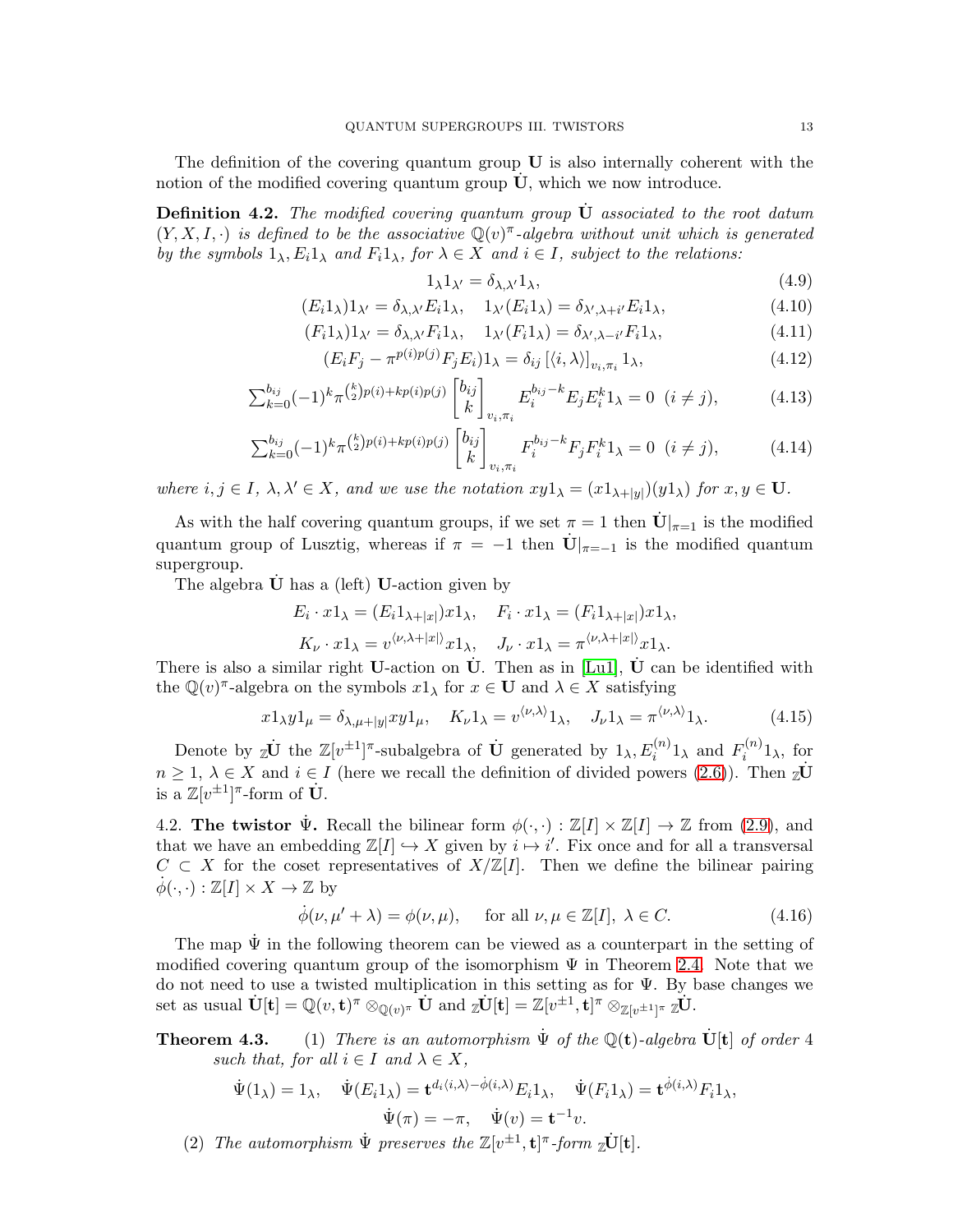The definition of the covering quantum group $\mathbf{U}$ is also internally coherent with the notion of the modified covering quantum group $\dot{\mathbf{U}}$, which we now introduce.

**Definition 4.2.** *The modified covering quantum group $\dot{\mathbf{U}}$ associated to the root datum $(Y, X, I, \cdot)$ is defined to be the associative $\mathbb{Q}(v)^\pi$-algebra without unit which is generated by the symbols $1_\lambda$, $E_i 1_\lambda$ and $F_i 1_\lambda$, for $\lambda \in X$ and $i \in I$, subject to the relations:*

$$1_\lambda 1_{\lambda'} = \delta_{\lambda,\lambda'} 1_\lambda, \tag{4.9}$$

$$(E_i 1_\lambda) 1_{\lambda'} = \delta_{\lambda,\lambda'} E_i 1_\lambda, \quad 1_{\lambda'}(E_i 1_\lambda) = \delta_{\lambda',\lambda+i'} E_i 1_\lambda, \tag{4.10}$$

$$(F_i 1_\lambda) 1_{\lambda'} = \delta_{\lambda,\lambda'} F_i 1_\lambda, \quad 1_{\lambda'}(F_i 1_\lambda) = \delta_{\lambda',\lambda-i'} F_i 1_\lambda, \tag{4.11}$$

$$(E_i F_j - \pi^{p(i)p(j)} F_j E_i) 1_\lambda = \delta_{ij} \left[\langle i, \lambda\rangle\right]_{v_i,\pi_i} 1_\lambda, \tag{4.12}$$

$$\sum_{k=0}^{b_{ij}} (-1)^k \pi^{\binom{k}{2}p(i)+kp(i)p(j)} \begin{bmatrix} b_{ij} \\ k \end{bmatrix}_{v_i,\pi_i} E_i^{b_{ij}-k} E_j E_i^k 1_\lambda = 0 \ \ (i \neq j), \tag{4.13}$$

$$\sum_{k=0}^{b_{ij}} (-1)^k \pi^{\binom{k}{2}p(i)+kp(i)p(j)} \begin{bmatrix} b_{ij} \\ k \end{bmatrix}_{v_i,\pi_i} F_i^{b_{ij}-k} F_j F_i^k 1_\lambda = 0 \ \ (i \neq j), \tag{4.14}$$

*where $i, j \in I$, $\lambda, \lambda' \in X$, and we use the notation $xy1_\lambda = (x1_{\lambda+|y|})(y1_\lambda)$ for $x, y \in \mathbf{U}$.*

As with the half covering quantum groups, if we set $\pi = 1$ then $\dot{\mathbf{U}}|_{\pi=1}$ is the modified quantum group of Lusztig, whereas if $\pi = -1$ then $\dot{\mathbf{U}}|_{\pi=-1}$ is the modified quantum supergroup.

The algebra $\dot{\mathbf{U}}$ has a (left) $\mathbf{U}$-action given by

$$E_i \cdot x1_\lambda = (E_i 1_{\lambda+|x|}) x1_\lambda, \quad F_i \cdot x1_\lambda = (F_i 1_{\lambda+|x|}) x1_\lambda,$$

$$K_\nu \cdot x1_\lambda = v^{\langle \nu, \lambda+|x|\rangle} x1_\lambda, \quad J_\nu \cdot x1_\lambda = \pi^{\langle \nu, \lambda+|x|\rangle} x1_\lambda.$$

There is also a similar right $\mathbf{U}$-action on $\dot{\mathbf{U}}$. Then as in [Lu1], $\dot{\mathbf{U}}$ can be identified with the $\mathbb{Q}(v)^\pi$-algebra on the symbols $x1_\lambda$ for $x \in \mathbf{U}$ and $\lambda \in X$ satisfying

$$x1_\lambda y1_\mu = \delta_{\lambda,\mu+|y|} xy1_\mu, \quad K_\nu 1_\lambda = v^{\langle \nu,\lambda\rangle} 1_\lambda, \quad J_\nu 1_\lambda = \pi^{\langle \nu,\lambda\rangle} 1_\lambda. \tag{4.15}$$

Denote by ${}_{\mathbb{Z}}\dot{\mathbf{U}}$ the $\mathbb{Z}[v^{\pm 1}]^\pi$-subalgebra of $\dot{\mathbf{U}}$ generated by $1_\lambda, E_i^{(n)} 1_\lambda$ and $F_i^{(n)} 1_\lambda$, for $n \geq 1$, $\lambda \in X$ and $i \in I$ (here we recall the definition of divided powers (2.6)). Then ${}_{\mathbb{Z}}\dot{\mathbf{U}}$ is a $\mathbb{Z}[v^{\pm 1}]^\pi$-form of $\dot{\mathbf{U}}$.

4.2. **The twistor $\dot{\Psi}$.** Recall the bilinear form $\phi(\cdot,\cdot) : \mathbb{Z}[I] \times \mathbb{Z}[I] \to \mathbb{Z}$ from (2.9), and that we have an embedding $\mathbb{Z}[I] \hookrightarrow X$ given by $i \mapsto i'$. Fix once and for all a transversal $C \subset X$ for the coset representatives of $X/\mathbb{Z}[I]$. Then we define the bilinear pairing $\dot{\phi}(\cdot,\cdot) : \mathbb{Z}[I] \times X \to \mathbb{Z}$ by

$$\dot{\phi}(\nu, \mu' + \lambda) = \phi(\nu, \mu), \quad \text{ for all } \nu, \mu \in \mathbb{Z}[I], \ \lambda \in C. \tag{4.16}$$

The map $\dot{\Psi}$ in the following theorem can be viewed as a counterpart in the setting of modified covering quantum group of the isomorphism $\Psi$ in Theorem 2.4. Note that we do not need to use a twisted multiplication in this setting as for $\Psi$. By base changes we set as usual $\dot{\mathbf{U}}[\mathbf{t}] = \mathbb{Q}(v, \mathbf{t})^\pi \otimes_{\mathbb{Q}(v)^\pi} \dot{\mathbf{U}}$ and ${}_{\mathbb{Z}}\dot{\mathbf{U}}[\mathbf{t}] = \mathbb{Z}[v^{\pm 1}, \mathbf{t}]^\pi \otimes_{\mathbb{Z}[v^{\pm 1}]^\pi} {}_{\mathbb{Z}}\dot{\mathbf{U}}$.

**Theorem 4.3.** (1) *There is an automorphism $\dot{\Psi}$ of the $\mathbb{Q}(\mathbf{t})$-algebra $\dot{\mathbf{U}}[\mathbf{t}]$ of order 4 such that, for all $i \in I$ and $\lambda \in X$,*

$$\dot{\Psi}(1_\lambda) = 1_\lambda, \quad \dot{\Psi}(E_i 1_\lambda) = \mathbf{t}^{d_i\langle i,\lambda\rangle - \dot{\phi}(i,\lambda)} E_i 1_\lambda, \quad \dot{\Psi}(F_i 1_\lambda) = \mathbf{t}^{\dot{\phi}(i,\lambda)} F_i 1_\lambda,$$

$$\dot{\Psi}(\pi) = -\pi, \quad \dot{\Psi}(v) = \mathbf{t}^{-1} v.$$

(2) *The automorphism $\dot{\Psi}$ preserves the $\mathbb{Z}[v^{\pm 1}, \mathbf{t}]^\pi$-form ${}_{\mathbb{Z}}\dot{\mathbf{U}}[\mathbf{t}]$.*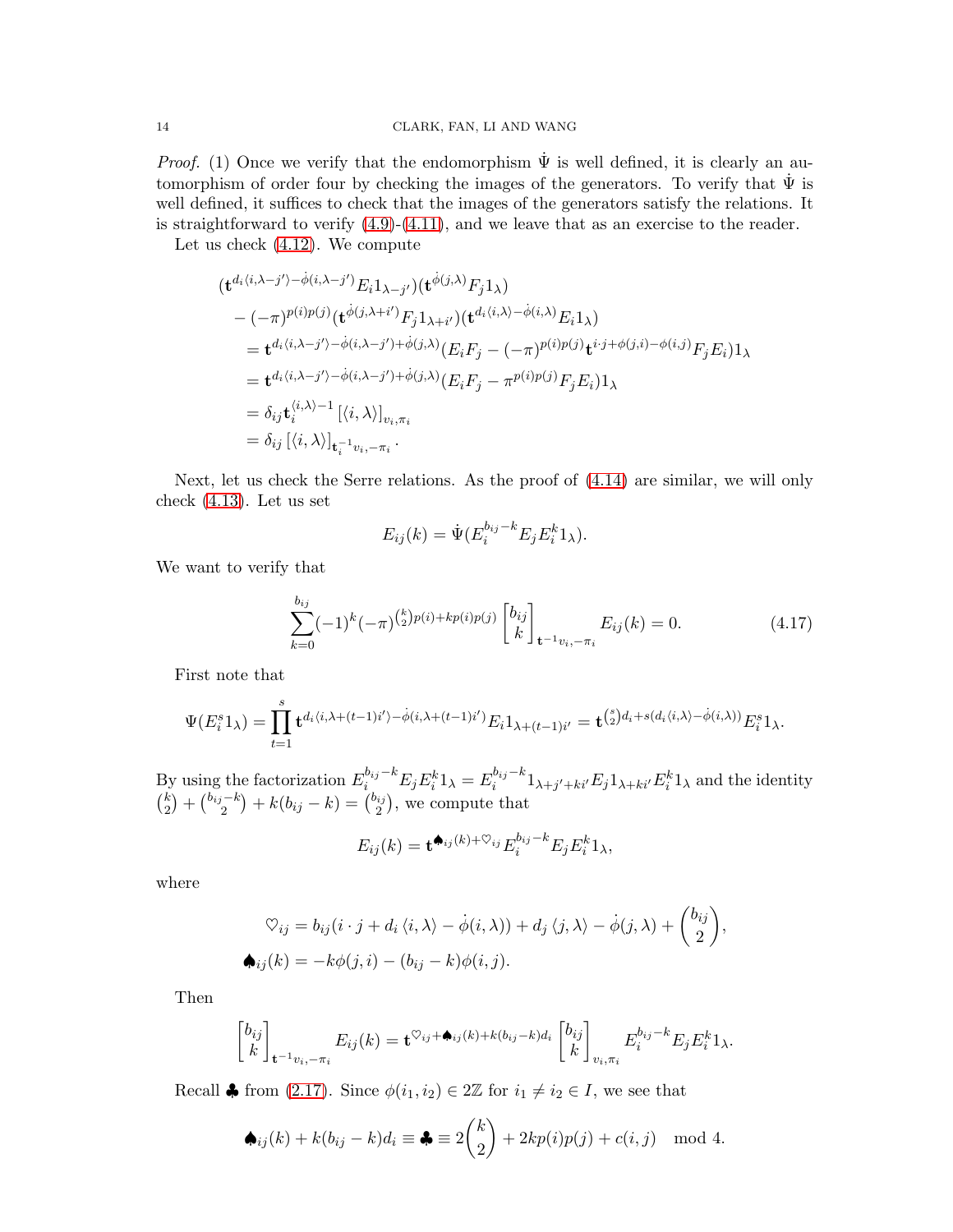*Proof.* (1) Once we verify that the endomorphism $\dot{\Psi}$ is well defined, it is clearly an automorphism of order four by checking the images of the generators. To verify that $\dot{\Psi}$ is well defined, it suffices to check that the images of the generators satisfy the relations. It is straightforward to verify (4.9)-(4.11), and we leave that as an exercise to the reader.

Let us check (4.12). We compute

$$
\begin{aligned}
&(\mathbf{t}^{d_i\langle i,\lambda-j'\rangle-\dot{\phi}(i,\lambda-j')}E_i 1_{\lambda-j'})(\mathbf{t}^{\dot{\phi}(j,\lambda)}F_j 1_\lambda)\\
&\quad-(-\pi)^{p(i)p(j)}(\mathbf{t}^{\dot{\phi}(j,\lambda+i')}F_j 1_{\lambda+i'})(\mathbf{t}^{d_i\langle i,\lambda\rangle-\dot{\phi}(i,\lambda)}E_i 1_\lambda)\\
&\quad=\mathbf{t}^{d_i\langle i,\lambda-j'\rangle-\dot{\phi}(i,\lambda-j')+\dot{\phi}(j,\lambda)}(E_iF_j-(-\pi)^{p(i)p(j)}\mathbf{t}^{i\cdot j+\phi(j,i)-\phi(i,j)}F_jE_i)1_\lambda\\
&\quad=\mathbf{t}^{d_i\langle i,\lambda-j'\rangle-\dot{\phi}(i,\lambda-j')+\dot{\phi}(j,\lambda)}(E_iF_j-\pi^{p(i)p(j)}F_jE_i)1_\lambda\\
&\quad=\delta_{ij}\mathbf{t}_i^{\langle i,\lambda\rangle-1}\left[\langle i,\lambda\rangle\right]_{v_i,\pi_i}\\
&\quad=\delta_{ij}\left[\langle i,\lambda\rangle\right]_{\mathbf{t}_i^{-1}v_i,-\pi_i}.
\end{aligned}
$$

Next, let us check the Serre relations. As the proof of (4.14) are similar, we will only check (4.13). Let us set

$$E_{ij}(k)=\dot{\Psi}(E_i^{b_{ij}-k}E_jE_i^k1_\lambda).$$

We want to verify that

$$\sum_{k=0}^{b_{ij}}(-1)^k(-\pi)^{\binom{k}{2}p(i)+kp(i)p(j)}\begin{bmatrix}b_{ij}\\k\end{bmatrix}_{\mathbf{t}^{-1}v_i,-\pi_i}E_{ij}(k)=0. \tag{4.17}$$

First note that

$$\Psi(E_i^s1_\lambda)=\prod_{t=1}^{s}\mathbf{t}^{d_i\langle i,\lambda+(t-1)i'\rangle-\dot{\phi}(i,\lambda+(t-1)i')}E_i1_{\lambda+(t-1)i'}=\mathbf{t}^{\binom{s}{2}d_i+s(d_i\langle i,\lambda\rangle-\dot{\phi}(i,\lambda))}E_i^s1_\lambda.$$

By using the factorization $E_i^{b_{ij}-k}E_jE_i^k1_\lambda=E_i^{b_{ij}-k}1_{\lambda+j'+ki'}E_j1_{\lambda+ki'}E_i^k1_\lambda$ and the identity $\binom{k}{2}+\binom{b_{ij}-k}{2}+k(b_{ij}-k)=\binom{b_{ij}}{2}$, we compute that

$$E_{ij}(k)=\mathbf{t}^{\spadesuit_{ij}(k)+\heartsuit_{ij}}E_i^{b_{ij}-k}E_jE_i^k1_\lambda,$$

where

$$
\begin{aligned}
\heartsuit_{ij}&=b_{ij}(i\cdot j+d_i\langle i,\lambda\rangle-\dot{\phi}(i,\lambda))+d_j\langle j,\lambda\rangle-\dot{\phi}(j,\lambda)+\binom{b_{ij}}{2},\\
\spadesuit_{ij}(k)&=-k\phi(j,i)-(b_{ij}-k)\phi(i,j).
\end{aligned}
$$

Then

$$\begin{bmatrix}b_{ij}\\k\end{bmatrix}_{\mathbf{t}^{-1}v_i,-\pi_i}E_{ij}(k)=\mathbf{t}^{\heartsuit_{ij}+\spadesuit_{ij}(k)+k(b_{ij}-k)d_i}\begin{bmatrix}b_{ij}\\k\end{bmatrix}_{v_i,\pi_i}E_i^{b_{ij}-k}E_jE_i^k1_\lambda.$$

Recall $\clubsuit$ from (2.17). Since $\phi(i_1,i_2)\in 2\mathbb{Z}$ for $i_1\neq i_2\in I$, we see that

$$\spadesuit_{ij}(k)+k(b_{ij}-k)d_i\equiv\clubsuit\equiv 2\binom{k}{2}+2kp(i)p(j)+c(i,j)\mod 4.$$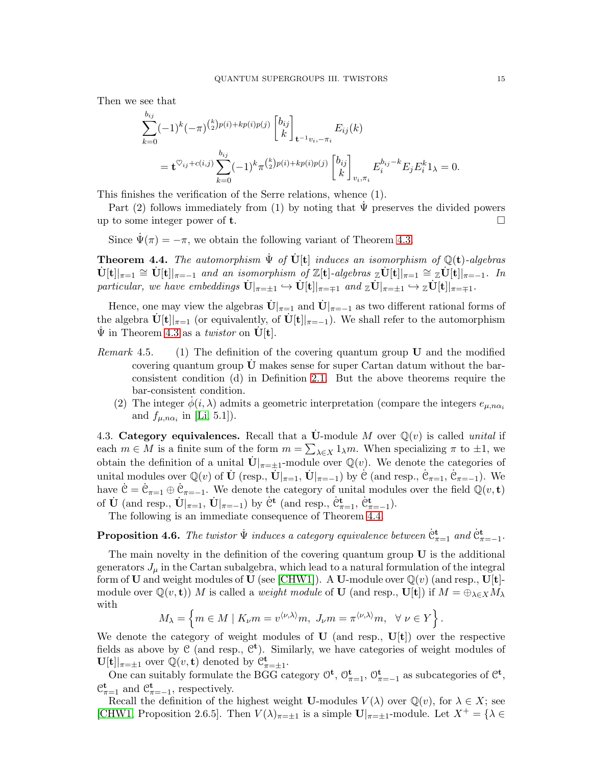Then we see that

$$
\begin{aligned}
&\sum_{k=0}^{b_{ij}} (-1)^k (-\pi)^{\binom{k}{2}p(i)+kp(i)p(j)} \begin{bmatrix} b_{ij} \\ k \end{bmatrix}_{\mathbf{t}^{-1}v_i, -\pi_i} E_{ij}(k) \\
&\quad = \mathbf{t}^{\heartsuit_{ij}+c(i,j)} \sum_{k=0}^{b_{ij}} (-1)^k \pi^{\binom{k}{2}p(i)+kp(i)p(j)} \begin{bmatrix} b_{ij} \\ k \end{bmatrix}_{v_i,\pi_i} E_i^{b_{ij}-k} E_j E_i^k 1_\lambda = 0.
\end{aligned}
$$

This finishes the verification of the Serre relations, whence (1).

Part (2) follows immediately from (1) by noting that $\dot{\Psi}$ preserves the divided powers up to some integer power of $\mathbf{t}$. □

Since $\dot{\Psi}(\pi) = -\pi$, we obtain the following variant of Theorem 4.3.

**Theorem 4.4.** *The automorphism $\dot{\Psi}$ of $\dot{\mathbf{U}}[\mathbf{t}]$ induces an isomorphism of $\mathbb{Q}(\mathbf{t})$-algebras $\dot{\mathbf{U}}[\mathbf{t}]|_{\pi=1} \cong \dot{\mathbf{U}}[\mathbf{t}]|_{\pi=-1}$ and an isomorphism of $\mathbb{Z}[\mathbf{t}]$-algebras ${}_{\mathbb{Z}}\dot{\mathbf{U}}[\mathbf{t}]|_{\pi=1} \cong {}_{\mathbb{Z}}\dot{\mathbf{U}}[\mathbf{t}]|_{\pi=-1}$. In particular, we have embeddings $\dot{\mathbf{U}}|_{\pi=\pm 1} \hookrightarrow \dot{\mathbf{U}}[\mathbf{t}]|_{\pi=\mp 1}$ and ${}_{\mathbb{Z}}\dot{\mathbf{U}}|_{\pi=\pm 1} \hookrightarrow {}_{\mathbb{Z}}\dot{\mathbf{U}}[\mathbf{t}]|_{\pi=\mp 1}$.*

Hence, one may view the algebras $\dot{\mathbf{U}}|_{\pi=1}$ and $\dot{\mathbf{U}}|_{\pi=-1}$ as two different rational forms of the algebra $\dot{\mathbf{U}}[\mathbf{t}]|_{\pi=1}$ (or equivalently, of $\dot{\mathbf{U}}[\mathbf{t}]|_{\pi=-1}$). We shall refer to the automorphism $\dot{\Psi}$ in Theorem 4.3 as a *twistor* on $\dot{\mathbf{U}}[\mathbf{t}]$.

*Remark* 4.5. (1) The definition of the covering quantum group $\mathbf{U}$ and the modified covering quantum group $\dot{\mathbf{U}}$ makes sense for super Cartan datum without the bar-consistent condition (d) in Definition 2.1. But the above theorems require the bar-consistent condition.

(2) The integer $\dot{\phi}(i,\lambda)$ admits a geometric interpretation (compare the integers $e_{\mu,n\alpha_i}$ and $f_{\mu,n\alpha_i}$ in [Li, 5.1]).

4.3. **Category equivalences.** Recall that a $\dot{\mathbf{U}}$-module $M$ over $\mathbb{Q}(v)$ is called *unital* if each $m \in M$ is a finite sum of the form $m = \sum_{\lambda \in X} 1_\lambda m$. When specializing $\pi$ to $\pm 1$, we obtain the definition of a unital $\dot{\mathbf{U}}|_{\pi=\pm 1}$-module over $\mathbb{Q}(v)$. We denote the categories of unital modules over $\mathbb{Q}(v)$ of $\dot{\mathbf{U}}$ (resp., $\dot{\mathbf{U}}|_{\pi=1}$, $\dot{\mathbf{U}}|_{\pi=-1}$) by $\dot{\mathcal{C}}$ (and resp., $\dot{\mathcal{C}}_{\pi=1}$, $\dot{\mathcal{C}}_{\pi=-1}$). We have $\dot{\mathcal{C}} = \dot{\mathcal{C}}_{\pi=1} \oplus \dot{\mathcal{C}}_{\pi=-1}$. We denote the category of unital modules over the field $\mathbb{Q}(v,\mathbf{t})$ of $\dot{\mathbf{U}}$ (and resp., $\dot{\mathbf{U}}|_{\pi=1}$, $\dot{\mathbf{U}}|_{\pi=-1}$) by $\dot{\mathcal{C}}^{\mathbf{t}}$ (and resp., $\dot{\mathcal{C}}^{\mathbf{t}}_{\pi=1}$, $\dot{\mathcal{C}}^{\mathbf{t}}_{\pi=-1}$).

The following is an immediate consequence of Theorem 4.4.

**Proposition 4.6.** *The twistor $\dot{\Psi}$ induces a category equivalence between $\dot{\mathcal{C}}^{\mathbf{t}}_{\pi=1}$ and $\dot{\mathcal{C}}^{\mathbf{t}}_{\pi=-1}$.*

The main novelty in the definition of the covering quantum group $\mathbf{U}$ is the additional generators $J_\mu$ in the Cartan subalgebra, which lead to a natural formulation of the integral form of $\mathbf{U}$ and weight modules of $\mathbf{U}$ (see [CHW1]). A $\mathbf{U}$-module over $\mathbb{Q}(v)$ (and resp., $\mathbf{U}[\mathbf{t}]$-module over $\mathbb{Q}(v,\mathbf{t})$) $M$ is called a *weight module* of $\mathbf{U}$ (and resp., $\mathbf{U}[\mathbf{t}]$) if $M = \oplus_{\lambda \in X} M_\lambda$ with

$$
M_\lambda = \left\{ m \in M \mid K_\nu m = v^{\langle \nu,\lambda \rangle} m,\ J_\nu m = \pi^{\langle \nu,\lambda \rangle} m,\ \ \forall\, \nu \in Y \right\}.
$$

We denote the category of weight modules of $\mathbf{U}$ (and resp., $\mathbf{U}[\mathbf{t}]$) over the respective fields as above by $\mathcal{C}$ (and resp., $\mathcal{C}^{\mathbf{t}}$). Similarly, we have categories of weight modules of $\mathbf{U}[\mathbf{t}]|_{\pi=\pm 1}$ over $\mathbb{Q}(v,\mathbf{t})$ denoted by $\mathcal{C}^{\mathbf{t}}_{\pi=\pm 1}$.

One can suitably formulate the BGG category $\mathcal{O}^{\mathbf{t}}$, $\mathcal{O}^{\mathbf{t}}_{\pi=1}$, $\mathcal{O}^{\mathbf{t}}_{\pi=-1}$ as subcategories of $\mathcal{C}^{\mathbf{t}}$, $\mathcal{C}^{\mathbf{t}}_{\pi=1}$ and $\mathcal{C}^{\mathbf{t}}_{\pi=-1}$, respectively.

Recall the definition of the highest weight $\mathbf{U}$-modules $V(\lambda)$ over $\mathbb{Q}(v)$, for $\lambda \in X$; see [CHW1, Proposition 2.6.5]. Then $V(\lambda)_{\pi=\pm 1}$ is a simple $\mathbf{U}|_{\pi=\pm 1}$-module. Let $X^+ = \{\lambda \in$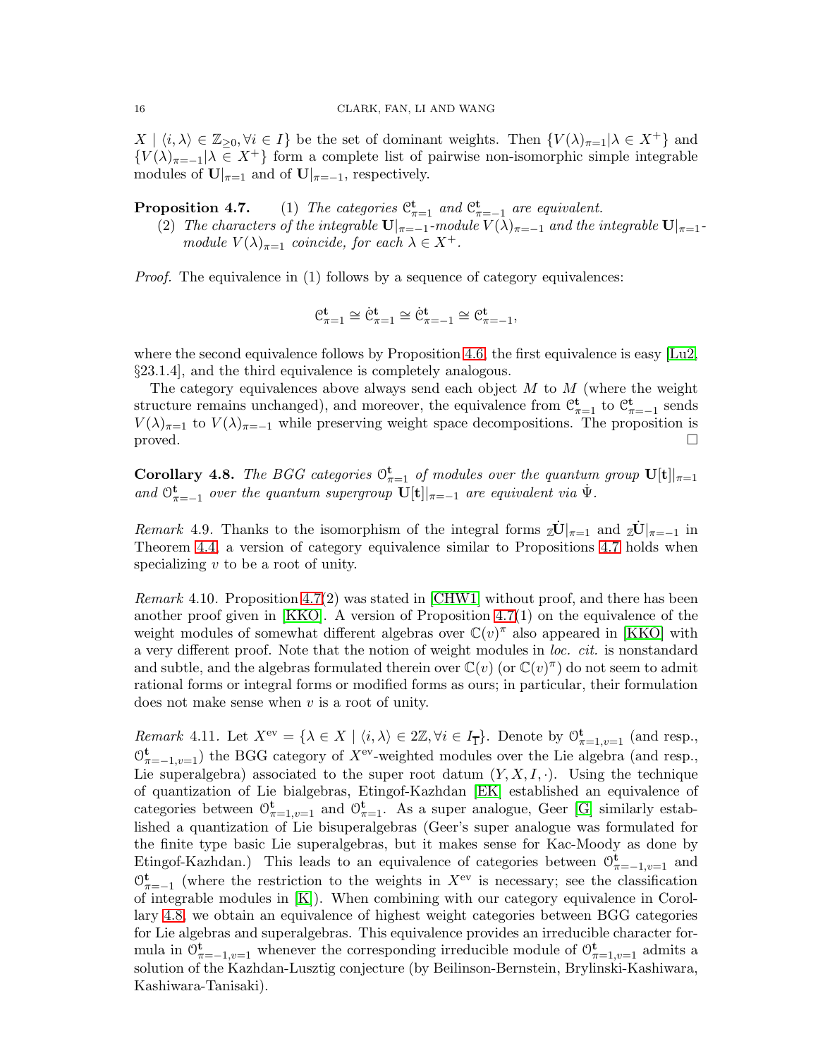$X \mid \langle i, \lambda \rangle \in \mathbb{Z}_{\geq 0}, \forall i \in I\}$ be the set of dominant weights. Then $\{V(\lambda)_{\pi=1} | \lambda \in X^+\}$ and $\{V(\lambda)_{\pi=-1} | \lambda \in X^+\}$ form a complete list of pairwise non-isomorphic simple integrable modules of $\mathbf{U}|_{\pi=1}$ and of $\mathbf{U}|_{\pi=-1}$, respectively.

**Proposition 4.7.** (1) *The categories $\mathcal{C}^{\mathbf{t}}_{\pi=1}$ and $\mathcal{C}^{\mathbf{t}}_{\pi=-1}$ are equivalent.*

(2) *The characters of the integrable $\mathbf{U}|_{\pi=-1}$-module $V(\lambda)_{\pi=-1}$ and the integrable $\mathbf{U}|_{\pi=1}$-module $V(\lambda)_{\pi=1}$ coincide, for each $\lambda \in X^+$.*

*Proof.* The equivalence in (1) follows by a sequence of category equivalences:

$$\mathcal{C}^{\mathbf{t}}_{\pi=1} \cong \dot{\mathcal{C}}^{\mathbf{t}}_{\pi=1} \cong \dot{\mathcal{C}}^{\mathbf{t}}_{\pi=-1} \cong \mathcal{C}^{\mathbf{t}}_{\pi=-1},$$

where the second equivalence follows by Proposition 4.6, the first equivalence is easy [Lu2, §23.1.4], and the third equivalence is completely analogous.

The category equivalences above always send each object $M$ to $M$ (where the weight structure remains unchanged), and moreover, the equivalence from $\mathcal{C}^{\mathbf{t}}_{\pi=1}$ to $\mathcal{C}^{\mathbf{t}}_{\pi=-1}$ sends $V(\lambda)_{\pi=1}$ to $V(\lambda)_{\pi=-1}$ while preserving weight space decompositions. The proposition is proved. $\square$

**Corollary 4.8.** *The BGG categories $\mathcal{O}^{\mathbf{t}}_{\pi=1}$ of modules over the quantum group $\mathbf{U}[\mathbf{t}]|_{\pi=1}$ and $\mathcal{O}^{\mathbf{t}}_{\pi=-1}$ over the quantum supergroup $\mathbf{U}[\mathbf{t}]|_{\pi=-1}$ are equivalent via $\dot{\Psi}$.*

*Remark* 4.9. Thanks to the isomorphism of the integral forms ${}_{\mathbb{Z}}\dot{\mathbf{U}}|_{\pi=1}$ and ${}_{\mathbb{Z}}\dot{\mathbf{U}}|_{\pi=-1}$ in Theorem 4.4, a version of category equivalence similar to Propositions 4.7 holds when specializing $v$ to be a root of unity.

*Remark* 4.10. Proposition 4.7(2) was stated in [CHW1] without proof, and there has been another proof given in [KKO]. A version of Proposition 4.7(1) on the equivalence of the weight modules of somewhat different algebras over $\mathbb{C}(v)^{\pi}$ also appeared in [KKO] with a very different proof. Note that the notion of weight modules in *loc. cit.* is nonstandard and subtle, and the algebras formulated therein over $\mathbb{C}(v)$ (or $\mathbb{C}(v)^{\pi}$) do not seem to admit rational forms or integral forms or modified forms as ours; in particular, their formulation does not make sense when $v$ is a root of unity.

*Remark* 4.11. Let $X^{\mathrm{ev}} = \{\lambda \in X \mid \langle i, \lambda \rangle \in 2\mathbb{Z}, \forall i \in I_{\overline{1}}\}$. Denote by $\mathcal{O}^{\mathbf{t}}_{\pi=1,v=1}$ (and resp., $\mathcal{O}^{\mathbf{t}}_{\pi=-1,v=1}$) the BGG category of $X^{\mathrm{ev}}$-weighted modules over the Lie algebra (and resp., Lie superalgebra) associated to the super root datum $(Y, X, I, \cdot)$. Using the technique of quantization of Lie bialgebras, Etingof-Kazhdan [EK] established an equivalence of categories between $\mathcal{O}^{\mathbf{t}}_{\pi=1,v=1}$ and $\mathcal{O}^{\mathbf{t}}_{\pi=1}$. As a super analogue, Geer [G] similarly established a quantization of Lie bisuperalgebras (Geer's super analogue was formulated for the finite type basic Lie superalgebras, but it makes sense for Kac-Moody as done by Etingof-Kazhdan.) This leads to an equivalence of categories between $\mathcal{O}^{\mathbf{t}}_{\pi=-1,v=1}$ and $\mathcal{O}^{\mathbf{t}}_{\pi=-1}$ (where the restriction to the weights in $X^{\mathrm{ev}}$ is necessary; see the classification of integrable modules in [K]). When combining with our category equivalence in Corollary 4.8, we obtain an equivalence of highest weight categories between BGG categories for Lie algebras and superalgebras. This equivalence provides an irreducible character formula in $\mathcal{O}^{\mathbf{t}}_{\pi=-1,v=1}$ whenever the corresponding irreducible module of $\mathcal{O}^{\mathbf{t}}_{\pi=1,v=1}$ admits a solution of the Kazhdan-Lusztig conjecture (by Beilinson-Bernstein, Brylinski-Kashiwara, Kashiwara-Tanisaki).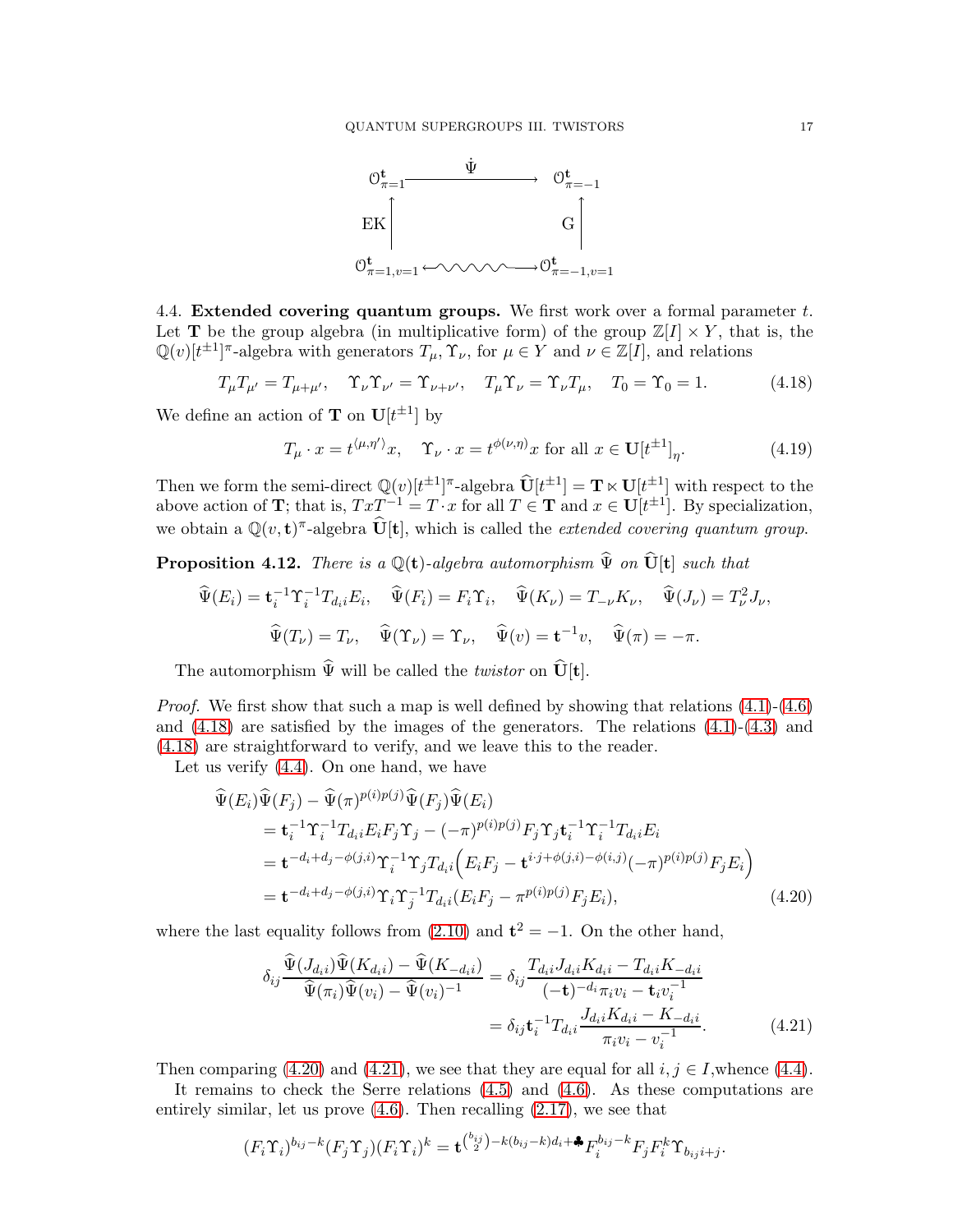$$
\begin{array}{ccc}
\mathcal{O}^{\mathbf{t}}_{\pi=1} & \xrightarrow{\quad \dot{\Psi} \quad} & \mathcal{O}^{\mathbf{t}}_{\pi=-1} \\
\uparrow \scriptstyle{\mathrm{EK}} & & \uparrow \scriptstyle{\mathrm{G}} \\
\mathcal{O}^{\mathbf{t}}_{\pi=1,v=1} & \leftrightsquigarrow & \mathcal{O}^{\mathbf{t}}_{\pi=-1,v=1}
\end{array}
$$

4.4. **Extended covering quantum groups.** We first work over a formal parameter $t$. Let $\mathbf{T}$ be the group algebra (in multiplicative form) of the group $\mathbb{Z}[I] \times Y$, that is, the $\mathbb{Q}(v)[t^{\pm 1}]^{\pi}$-algebra with generators $T_\mu, \Upsilon_\nu$, for $\mu \in Y$ and $\nu \in \mathbb{Z}[I]$, and relations

$$
T_\mu T_{\mu'} = T_{\mu+\mu'}, \quad \Upsilon_\nu \Upsilon_{\nu'} = \Upsilon_{\nu+\nu'}, \quad T_\mu \Upsilon_\nu = \Upsilon_\nu T_\mu, \quad T_0 = \Upsilon_0 = 1. \tag{4.18}
$$

We define an action of $\mathbf{T}$ on $\mathbf{U}[t^{\pm 1}]$ by

$$
T_\mu \cdot x = t^{\langle \mu, \eta' \rangle} x, \quad \Upsilon_\nu \cdot x = t^{\phi(\nu,\eta)} x \text{ for all } x \in \mathbf{U}[t^{\pm 1}]_\eta. \tag{4.19}
$$

Then we form the semi-direct $\mathbb{Q}(v)[t^{\pm 1}]^{\pi}$-algebra $\widehat{\mathbf{U}}[t^{\pm 1}] = \mathbf{T} \ltimes \mathbf{U}[t^{\pm 1}]$ with respect to the above action of $\mathbf{T}$; that is, $TxT^{-1} = T \cdot x$ for all $T \in \mathbf{T}$ and $x \in \mathbf{U}[t^{\pm 1}]$. By specialization, we obtain a $\mathbb{Q}(v, \mathbf{t})^{\pi}$-algebra $\widehat{\mathbf{U}}[\mathbf{t}]$, which is called the *extended covering quantum group.*

**Proposition 4.12.** *There is a $\mathbb{Q}(\mathbf{t})$-algebra automorphism $\widehat{\Psi}$ on $\widehat{\mathbf{U}}[\mathbf{t}]$ such that*

$$
\widehat{\Psi}(E_i) = \mathbf{t}_i^{-1} \Upsilon_i^{-1} T_{d_i i} E_i, \quad \widehat{\Psi}(F_i) = F_i \Upsilon_i, \quad \widehat{\Psi}(K_\nu) = T_{-\nu} K_\nu, \quad \widehat{\Psi}(J_\nu) = T_\nu^2 J_\nu,
$$

$$
\widehat{\Psi}(T_\nu) = T_\nu, \quad \widehat{\Psi}(\Upsilon_\nu) = \Upsilon_\nu, \quad \widehat{\Psi}(v) = \mathbf{t}^{-1} v, \quad \widehat{\Psi}(\pi) = -\pi.
$$

The automorphism $\widehat{\Psi}$ will be called the *twistor* on $\widehat{\mathbf{U}}[\mathbf{t}]$.

*Proof.* We first show that such a map is well defined by showing that relations (4.1)-(4.6) and (4.18) are satisfied by the images of the generators. The relations (4.1)-(4.3) and (4.18) are straightforward to verify, and we leave this to the reader.

Let us verify (4.4). On one hand, we have

$$
\begin{aligned}
&\widehat{\Psi}(E_i)\widehat{\Psi}(F_j) - \widehat{\Psi}(\pi)^{p(i)p(j)}\widehat{\Psi}(F_j)\widehat{\Psi}(E_i) \\
&= \mathbf{t}_i^{-1}\Upsilon_i^{-1} T_{d_i i} E_i F_j \Upsilon_j - (-\pi)^{p(i)p(j)} F_j \Upsilon_j \mathbf{t}_i^{-1} \Upsilon_i^{-1} T_{d_i i} E_i \\
&= \mathbf{t}^{-d_i + d_j - \phi(j,i)} \Upsilon_i^{-1} \Upsilon_j T_{d_i i} \Big( E_i F_j - \mathbf{t}^{i \cdot j + \phi(j,i) - \phi(i,j)} (-\pi)^{p(i)p(j)} F_j E_i \Big) \\
&= \mathbf{t}^{-d_i + d_j - \phi(j,i)} \Upsilon_i \Upsilon_j^{-1} T_{d_i i} (E_i F_j - \pi^{p(i)p(j)} F_j E_i),
\end{aligned} \tag{4.20}
$$

where the last equality follows from (2.10) and $\mathbf{t}^2 = -1$. On the other hand,

$$
\begin{aligned}
\delta_{ij} \frac{\widehat{\Psi}(J_{d_i i})\widehat{\Psi}(K_{d_i i}) - \widehat{\Psi}(K_{-d_i i})}{\widehat{\Psi}(\pi_i)\widehat{\Psi}(v_i) - \widehat{\Psi}(v_i)^{-1}} &= \delta_{ij} \frac{T_{d_i i} J_{d_i i} K_{d_i i} - T_{d_i i} K_{-d_i i}}{(-\mathbf{t})^{-d_i} \pi_i v_i - \mathbf{t}_i v_i^{-1}} \\
&= \delta_{ij} \mathbf{t}_i^{-1} T_{d_i i} \frac{J_{d_i i} K_{d_i i} - K_{-d_i i}}{\pi_i v_i - v_i^{-1}}.
\end{aligned} \tag{4.21}
$$

Then comparing (4.20) and (4.21), we see that they are equal for all $i, j \in I$, whence (4.4).

It remains to check the Serre relations (4.5) and (4.6). As these computations are entirely similar, let us prove (4.6). Then recalling (2.17), we see that

$$
(F_i \Upsilon_i)^{b_{ij}-k} (F_j \Upsilon_j)(F_i \Upsilon_i)^k = \mathbf{t}^{\binom{b_{ij}}{2} - k(b_{ij}-k)d_i + \clubsuit} F_i^{b_{ij}-k} F_j F_i^k \Upsilon_{b_{ij} i + j}.
$$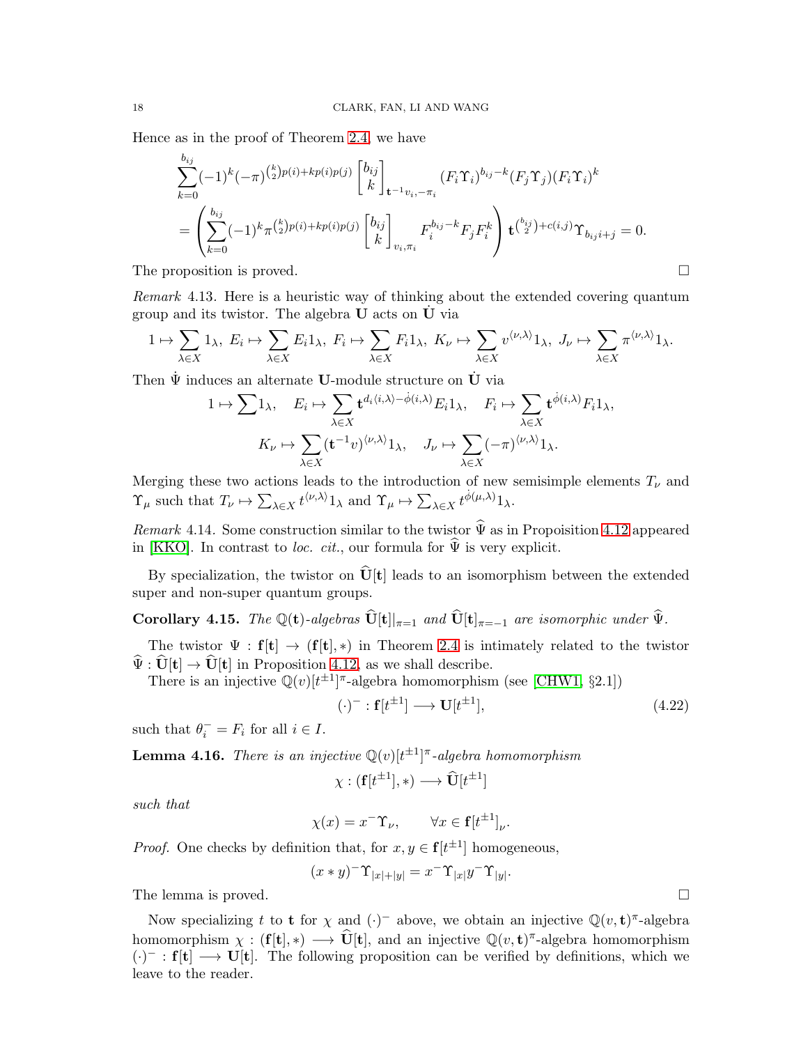Hence as in the proof of Theorem 2.4, we have

$$
\begin{aligned}
&\sum_{k=0}^{b_{ij}} (-1)^k (-\pi)^{\binom{k}{2}p(i)+kp(i)p(j)} \begin{bmatrix} b_{ij} \\ k \end{bmatrix}_{\mathbf{t}^{-1}v_i,-\pi_i} (F_i\Upsilon_i)^{b_{ij}-k}(F_j\Upsilon_j)(F_i\Upsilon_i)^k \\
&= \left( \sum_{k=0}^{b_{ij}} (-1)^k \pi^{\binom{k}{2}p(i)+kp(i)p(j)} \begin{bmatrix} b_{ij} \\ k \end{bmatrix}_{v_i,\pi_i} F_i^{b_{ij}-k} F_j F_i^k \right) \mathbf{t}^{\binom{b_{ij}}{2}+c(i,j)} \Upsilon_{b_{ij}i+j} = 0.
\end{aligned}
$$

The proposition is proved. □

*Remark* 4.13. Here is a heuristic way of thinking about the extended covering quantum group and its twistor. The algebra $\mathbf{U}$ acts on $\dot{\mathbf{U}}$ via

$$
1 \mapsto \sum_{\lambda\in X} 1_\lambda,\ E_i \mapsto \sum_{\lambda\in X} E_i 1_\lambda,\ F_i \mapsto \sum_{\lambda\in X} F_i 1_\lambda,\ K_\nu \mapsto \sum_{\lambda\in X} v^{\langle \nu,\lambda\rangle} 1_\lambda,\ J_\nu \mapsto \sum_{\lambda\in X} \pi^{\langle \nu,\lambda\rangle} 1_\lambda.
$$

Then $\dot{\Psi}$ induces an alternate $\mathbf{U}$-module structure on $\dot{\mathbf{U}}$ via

$$
1 \mapsto \sum 1_\lambda, \quad E_i \mapsto \sum_{\lambda\in X} \mathbf{t}^{d_i\langle i,\lambda\rangle - \dot{\phi}(i,\lambda)} E_i 1_\lambda, \quad F_i \mapsto \sum_{\lambda\in X} \mathbf{t}^{\dot{\phi}(i,\lambda)} F_i 1_\lambda,
$$

$$
K_\nu \mapsto \sum_{\lambda\in X} (\mathbf{t}^{-1}v)^{\langle \nu,\lambda\rangle} 1_\lambda, \quad J_\nu \mapsto \sum_{\lambda\in X} (-\pi)^{\langle \nu,\lambda\rangle} 1_\lambda.
$$

Merging these two actions leads to the introduction of new semisimple elements $T_\nu$ and $\Upsilon_\mu$ such that $T_\nu \mapsto \sum_{\lambda\in X} t^{\langle \nu,\lambda\rangle} 1_\lambda$ and $\Upsilon_\mu \mapsto \sum_{\lambda\in X} t^{\dot{\phi}(\mu,\lambda)} 1_\lambda$.

*Remark* 4.14. Some construction similar to the twistor $\widehat{\Psi}$ as in Propoisition 4.12 appeared in [KKO]. In contrast to *loc. cit.*, our formula for $\widehat{\Psi}$ is very explicit.

By specialization, the twistor on $\widehat{\mathbf{U}}[\mathbf{t}]$ leads to an isomorphism between the extended super and non-super quantum groups.

**Corollary 4.15.** *The $\mathbb{Q}(\mathbf{t})$-algebras $\widehat{\mathbf{U}}[\mathbf{t}]|_{\pi=1}$ and $\widehat{\mathbf{U}}[\mathbf{t}]_{\pi=-1}$ are isomorphic under $\widehat{\Psi}$.*

The twistor $\Psi : \mathbf{f}[\mathbf{t}] \to (\mathbf{f}[\mathbf{t}], *)$ in Theorem 2.4 is intimately related to the twistor $\widehat{\Psi} : \widehat{\mathbf{U}}[\mathbf{t}] \to \widehat{\mathbf{U}}[\mathbf{t}]$ in Proposition 4.12, as we shall describe.

There is an injective $\mathbb{Q}(v)[t^{\pm 1}]^\pi$-algebra homomorphism (see [CHW1, §2.1])

$$
(\cdot)^- : \mathbf{f}[t^{\pm 1}] \longrightarrow \mathbf{U}[t^{\pm 1}], \tag{4.22}
$$

such that $\theta_i^- = F_i$ for all $i \in I$.

**Lemma 4.16.** *There is an injective $\mathbb{Q}(v)[t^{\pm 1}]^\pi$-algebra homomorphism*

$$
\chi : (\mathbf{f}[t^{\pm 1}], *) \longrightarrow \widehat{\mathbf{U}}[t^{\pm 1}]
$$

*such that*

$$
\chi(x) = x^- \Upsilon_\nu, \qquad \forall x \in \mathbf{f}[t^{\pm 1}]_\nu.
$$

*Proof.* One checks by definition that, for $x, y \in \mathbf{f}[t^{\pm 1}]$ homogeneous,

$$
(x * y)^- \Upsilon_{|x|+|y|} = x^- \Upsilon_{|x|} y^- \Upsilon_{|y|}.
$$

The lemma is proved. □

Now specializing $t$ to $\mathbf{t}$ for $\chi$ and $(\cdot)^-$ above, we obtain an injective $\mathbb{Q}(v, \mathbf{t})^\pi$-algebra homomorphism $\chi : (\mathbf{f}[\mathbf{t}], *) \longrightarrow \widehat{\mathbf{U}}[\mathbf{t}]$, and an injective $\mathbb{Q}(v, \mathbf{t})^\pi$-algebra homomorphism $(\cdot)^- : \mathbf{f}[\mathbf{t}] \longrightarrow \mathbf{U}[\mathbf{t}]$. The following proposition can be verified by definitions, which we leave to the reader.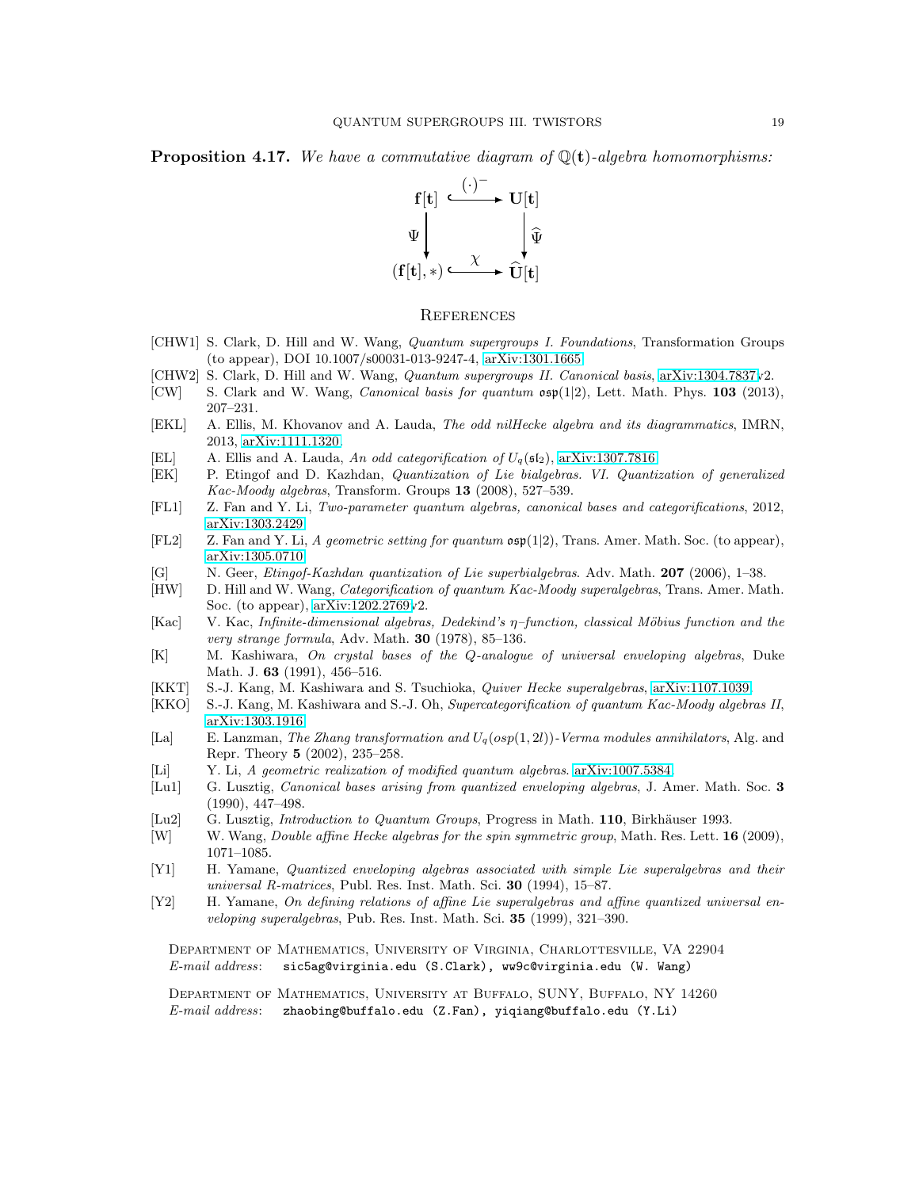**Proposition 4.17.** *We have a commutative diagram of* $\mathbb{Q}(\mathbf{t})$*-algebra homomorphisms:*

$$
\begin{array}{ccc}
\mathbf{f}[\mathbf{t}] & \xrightarrow{(\cdot)^-} & \mathbf{U}[\mathbf{t}] \\
\Psi \downarrow & & \downarrow \widehat{\Psi} \\
(\mathbf{f}[\mathbf{t}], *) & \xrightarrow{\chi} & \widehat{\mathbf{U}}[\mathbf{t}]
\end{array}
$$

## References

[CHW1] S. Clark, D. Hill and W. Wang, *Quantum supergroups I. Foundations*, Transformation Groups (to appear), DOI 10.1007/s00031-013-9247-4, arXiv:1301.1665.

[CHW2] S. Clark, D. Hill and W. Wang, *Quantum supergroups II. Canonical basis*, arXiv:1304.7837v2.

[CW] S. Clark and W. Wang, *Canonical basis for quantum* $\mathfrak{osp}(1|2)$, Lett. Math. Phys. **103** (2013), 207–231.

[EKL] A. Ellis, M. Khovanov and A. Lauda, *The odd nilHecke algebra and its diagrammatics*, IMRN, 2013, arXiv:1111.1320.

[EL] A. Ellis and A. Lauda, *An odd categorification of* $U_q(\mathfrak{sl}_2)$, arXiv:1307.7816.

[EK] P. Etingof and D. Kazhdan, *Quantization of Lie bialgebras. VI. Quantization of generalized Kac-Moody algebras*, Transform. Groups **13** (2008), 527–539.

[FL1] Z. Fan and Y. Li, *Two-parameter quantum algebras, canonical bases and categorifications*, 2012, arXiv:1303.2429.

[FL2] Z. Fan and Y. Li, *A geometric setting for quantum* $\mathfrak{osp}(1|2)$, Trans. Amer. Math. Soc. (to appear), arXiv:1305.0710.

[G] N. Geer, *Etingof-Kazhdan quantization of Lie superbialgebras*. Adv. Math. **207** (2006), 1–38.

[HW] D. Hill and W. Wang, *Categorification of quantum Kac-Moody superalgebras*, Trans. Amer. Math. Soc. (to appear), arXiv:1202.2769v2.

[Kac] V. Kac, *Infinite-dimensional algebras, Dedekind's* $\eta$*–function, classical Möbius function and the very strange formula*, Adv. Math. **30** (1978), 85–136.

[K] M. Kashiwara, *On crystal bases of the Q-analogue of universal enveloping algebras*, Duke Math. J. **63** (1991), 456–516.

[KKT] S.-J. Kang, M. Kashiwara and S. Tsuchioka, *Quiver Hecke superalgebras*, arXiv:1107.1039.

[KKO] S.-J. Kang, M. Kashiwara and S.-J. Oh, *Supercategorification of quantum Kac-Moody algebras II*, arXiv:1303.1916.

[La] E. Lanzman, *The Zhang transformation and* $U_q(osp(1, 2l))$*-Verma modules annihilators*, Alg. and Repr. Theory **5** (2002), 235–258.

[Li] Y. Li, *A geometric realization of modified quantum algebras*. arXiv:1007.5384.

[Lu1] G. Lusztig, *Canonical bases arising from quantized enveloping algebras*, J. Amer. Math. Soc. **3** (1990), 447–498.

[Lu2] G. Lusztig, *Introduction to Quantum Groups*, Progress in Math. **110**, Birkhäuser 1993.

[W] W. Wang, *Double affine Hecke algebras for the spin symmetric group*, Math. Res. Lett. **16** (2009), 1071–1085.

[Y1] H. Yamane, *Quantized enveloping algebras associated with simple Lie superalgebras and their universal R-matrices*, Publ. Res. Inst. Math. Sci. **30** (1994), 15–87.

[Y2] H. Yamane, *On defining relations of affine Lie superalgebras and affine quantized universal enveloping superalgebras*, Pub. Res. Inst. Math. Sci. **35** (1999), 321–390.

Department of Mathematics, University of Virginia, Charlottesville, VA 22904
*E-mail address*: sic5ag@virginia.edu (S.Clark), ww9c@virginia.edu (W. Wang)

Department of Mathematics, University at Buffalo, SUNY, Buffalo, NY 14260
*E-mail address*: zhaobing@buffalo.edu (Z.Fan), yiqiang@buffalo.edu (Y.Li)